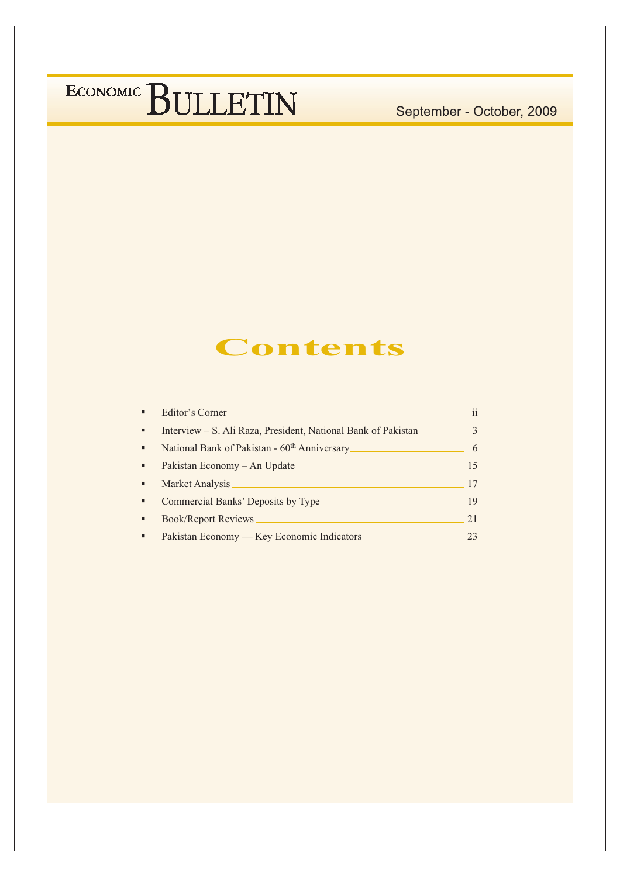# ECONOMIC BULLETIN

September - October, 2009

## Contents

- Editor's Corner ii
- Interview – S. Ali Raza, President, National Bank of Pakistan 3
- National Bank of Pakistan - 60th Anniversary 6
- Pakistan Economy – An Update 15
- Market Analysis 17
- Commercial Banks' Deposits by Type 19
- Book/Report Reviews 21
- Pakistan Economy — Key Economic Indicators 23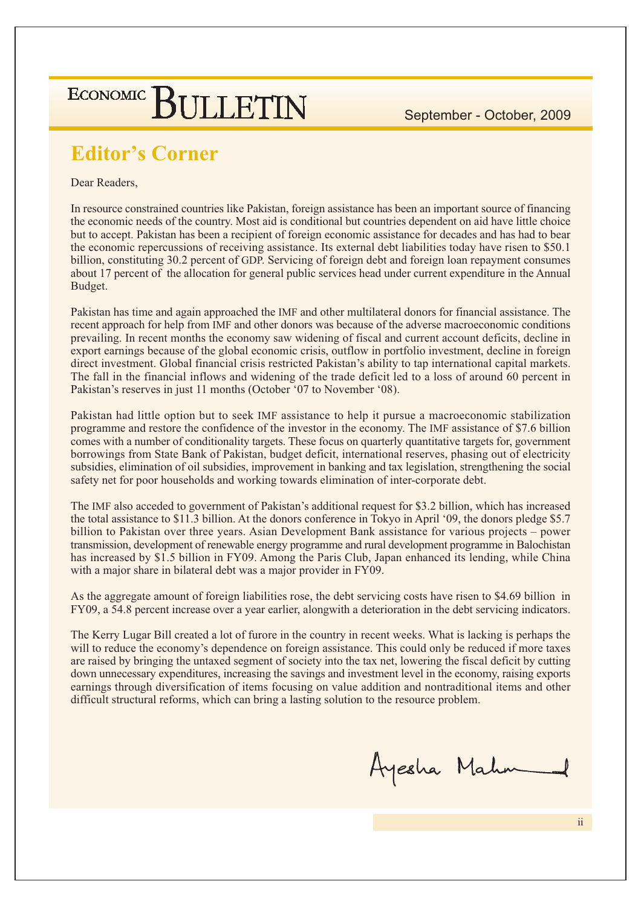## Editor's Corner

Dear Readers,

In resource constrained countries like Pakistan, foreign assistance has been an important source of financing the economic needs of the country. Most aid is conditional but countries dependent on aid have little choice but to accept. Pakistan has been a recipient of foreign economic assistance for decades and has had to bear the economic repercussions of receiving assistance. Its external debt liabilities today have risen to $50.1 billion, constituting 30.2 percent of GDP. Servicing of foreign debt and foreign loan repayment consumes about 17 percent of the allocation for general public services head under current expenditure in the Annual Budget.

Pakistan has time and again approached the IMF and other multilateral donors for financial assistance. The recent approach for help from IMF and other donors was because of the adverse macroeconomic conditions prevailing. In recent months the economy saw widening of fiscal and current account deficits, decline in export earnings because of the global economic crisis, outflow in portfolio investment, decline in foreign direct investment. Global financial crisis restricted Pakistan's ability to tap international capital markets. The fall in the financial inflows and widening of the trade deficit led to a loss of around 60 percent in Pakistan's reserves in just 11 months (October '07 to November '08).

Pakistan had little option but to seek IMF assistance to help it pursue a macroeconomic stabilization programme and restore the confidence of the investor in the economy. The IMF assistance of $7.6 billion comes with a number of conditionality targets. These focus on quarterly quantitative targets for, government borrowings from State Bank of Pakistan, budget deficit, international reserves, phasing out of electricity subsidies, elimination of oil subsidies, improvement in banking and tax legislation, strengthening the social safety net for poor households and working towards elimination of inter-corporate debt.

The IMF also acceded to government of Pakistan's additional request for $3.2 billion, which has increased the total assistance to $11.3 billion. At the donors conference in Tokyo in April '09, the donors pledge $5.7 billion to Pakistan over three years. Asian Development Bank assistance for various projects – power transmission, development of renewable energy programme and rural development programme in Balochistan has increased by $1.5 billion in FY09. Among the Paris Club, Japan enhanced its lending, while China with a major share in bilateral debt was a major provider in FY09.

As the aggregate amount of foreign liabilities rose, the debt servicing costs have risen to $4.69 billion in FY09, a 54.8 percent increase over a year earlier, alongwith a deterioration in the debt servicing indicators.

The Kerry Lugar Bill created a lot of furore in the country in recent weeks. What is lacking is perhaps the will to reduce the economy's dependence on foreign assistance. This could only be reduced if more taxes are raised by bringing the untaxed segment of society into the tax net, lowering the fiscal deficit by cutting down unnecessary expenditures, increasing the savings and investment level in the economy, raising exports earnings through diversification of items focusing on value addition and nontraditional items and other difficult structural reforms, which can bring a lasting solution to the resource problem.

Ayesha Mahmud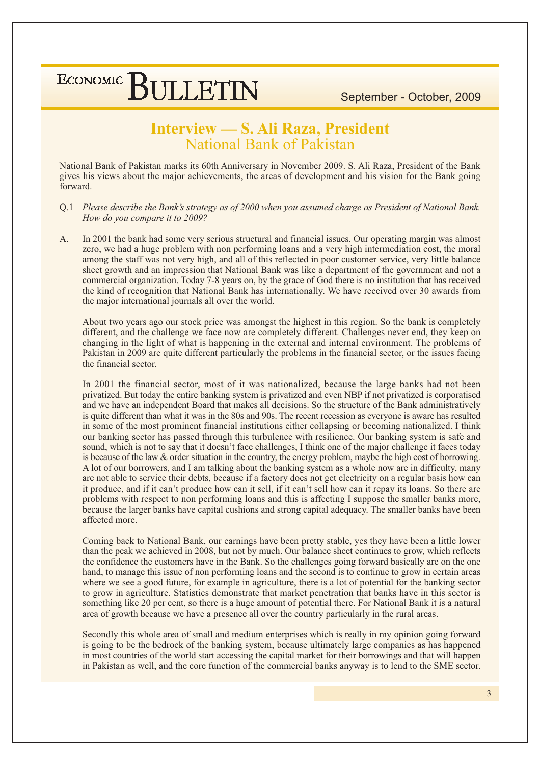# Interview — S. Ali Raza, President
## National Bank of Pakistan

National Bank of Pakistan marks its 60th Anniversary in November 2009. S. Ali Raza, President of the Bank gives his views about the major achievements, the areas of development and his vision for the Bank going forward.

Q.1 *Please describe the Bank's strategy as of 2000 when you assumed charge as President of National Bank. How do you compare it to 2009?*

A. In 2001 the bank had some very serious structural and financial issues. Our operating margin was almost zero, we had a huge problem with non performing loans and a very high intermediation cost, the moral among the staff was not very high, and all of this reflected in poor customer service, very little balance sheet growth and an impression that National Bank was like a department of the government and not a commercial organization. Today 7-8 years on, by the grace of God there is no institution that has received the kind of recognition that National Bank has internationally. We have received over 30 awards from the major international journals all over the world.

About two years ago our stock price was amongst the highest in this region. So the bank is completely different, and the challenge we face now are completely different. Challenges never end, they keep on changing in the light of what is happening in the external and internal environment. The problems of Pakistan in 2009 are quite different particularly the problems in the financial sector, or the issues facing the financial sector.

In 2001 the financial sector, most of it was nationalized, because the large banks had not been privatized. But today the entire banking system is privatized and even NBP if not privatized is corporatised and we have an independent Board that makes all decisions. So the structure of the Bank administratively is quite different than what it was in the 80s and 90s. The recent recession as everyone is aware has resulted in some of the most prominent financial institutions either collapsing or becoming nationalized. I think our banking sector has passed through this turbulence with resilience. Our banking system is safe and sound, which is not to say that it doesn't face challenges, I think one of the major challenge it faces today is because of the law & order situation in the country, the energy problem, maybe the high cost of borrowing. A lot of our borrowers, and I am talking about the banking system as a whole now are in difficulty, many are not able to service their debts, because if a factory does not get electricity on a regular basis how can it produce, and if it can't produce how can it sell, if it can't sell how can it repay its loans. So there are problems with respect to non performing loans and this is affecting I suppose the smaller banks more, because the larger banks have capital cushions and strong capital adequacy. The smaller banks have been affected more.

Coming back to National Bank, our earnings have been pretty stable, yes they have been a little lower than the peak we achieved in 2008, but not by much. Our balance sheet continues to grow, which reflects the confidence the customers have in the Bank. So the challenges going forward basically are on the one hand, to manage this issue of non performing loans and the second is to continue to grow in certain areas where we see a good future, for example in agriculture, there is a lot of potential for the banking sector to grow in agriculture. Statistics demonstrate that market penetration that banks have in this sector is something like 20 per cent, so there is a huge amount of potential there. For National Bank it is a natural area of growth because we have a presence all over the country particularly in the rural areas.

Secondly this whole area of small and medium enterprises which is really in my opinion going forward is going to be the bedrock of the banking system, because ultimately large companies as has happened in most countries of the world start accessing the capital market for their borrowings and that will happen in Pakistan as well, and the core function of the commercial banks anyway is to lend to the SME sector.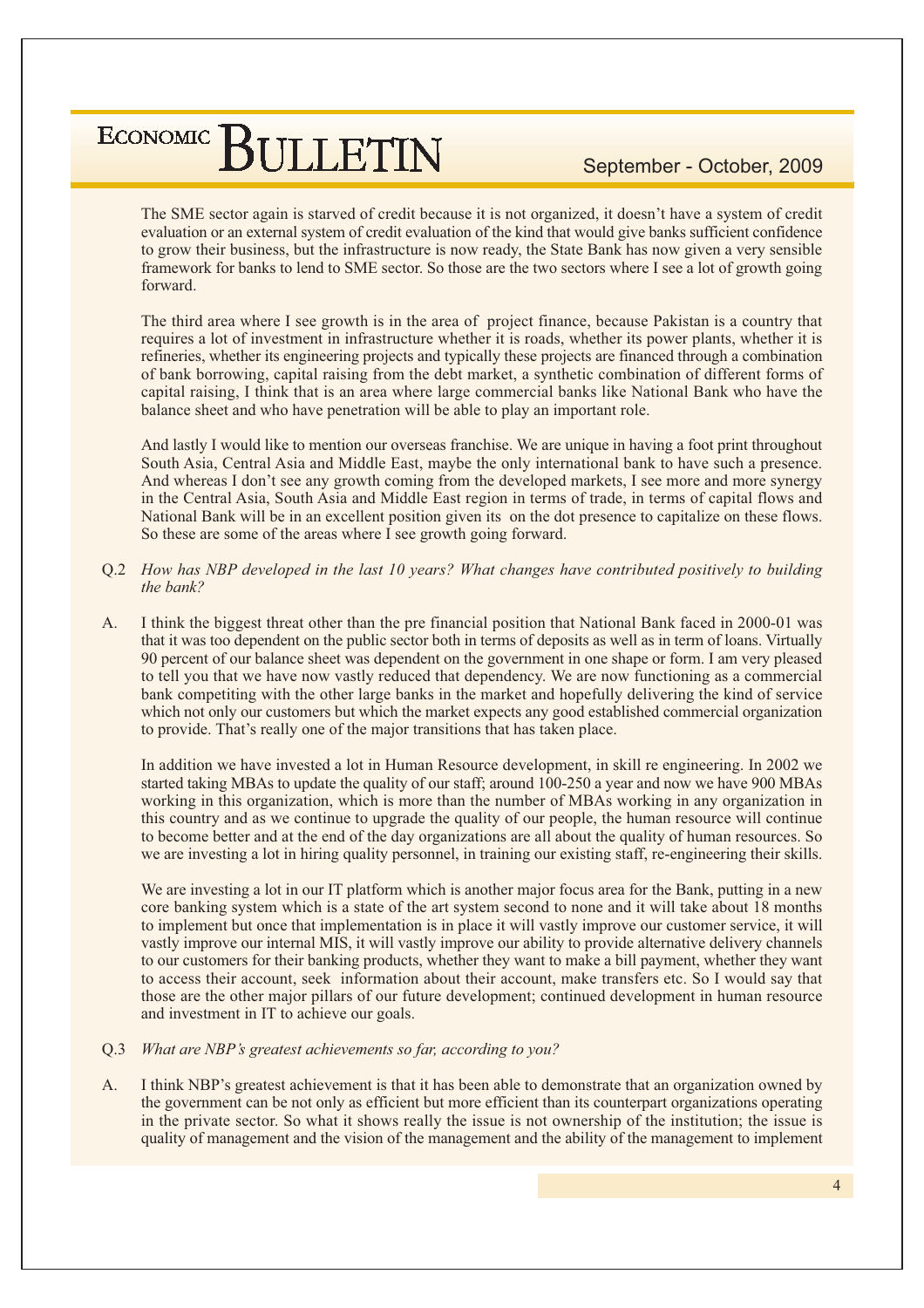The SME sector again is starved of credit because it is not organized, it doesn't have a system of credit evaluation or an external system of credit evaluation of the kind that would give banks sufficient confidence to grow their business, but the infrastructure is now ready, the State Bank has now given a very sensible framework for banks to lend to SME sector. So those are the two sectors where I see a lot of growth going forward.

The third area where I see growth is in the area of project finance, because Pakistan is a country that requires a lot of investment in infrastructure whether it is roads, whether its power plants, whether it is refineries, whether its engineering projects and typically these projects are financed through a combination of bank borrowing, capital raising from the debt market, a synthetic combination of different forms of capital raising, I think that is an area where large commercial banks like National Bank who have the balance sheet and who have penetration will be able to play an important role.

And lastly I would like to mention our overseas franchise. We are unique in having a foot print throughout South Asia, Central Asia and Middle East, maybe the only international bank to have such a presence. And whereas I don't see any growth coming from the developed markets, I see more and more synergy in the Central Asia, South Asia and Middle East region in terms of trade, in terms of capital flows and National Bank will be in an excellent position given its on the dot presence to capitalize on these flows. So these are some of the areas where I see growth going forward.

Q.2 *How has NBP developed in the last 10 years? What changes have contributed positively to building the bank?*

A. I think the biggest threat other than the pre financial position that National Bank faced in 2000-01 was that it was too dependent on the public sector both in terms of deposits as well as in term of loans. Virtually 90 percent of our balance sheet was dependent on the government in one shape or form. I am very pleased to tell you that we have now vastly reduced that dependency. We are now functioning as a commercial bank competing with the other large banks in the market and hopefully delivering the kind of service which not only our customers but which the market expects any good established commercial organization to provide. That's really one of the major transitions that has taken place.

In addition we have invested a lot in Human Resource development, in skill re engineering. In 2002 we started taking MBAs to update the quality of our staff; around 100-250 a year and now we have 900 MBAs working in this organization, which is more than the number of MBAs working in any organization in this country and as we continue to upgrade the quality of our people, the human resource will continue to become better and at the end of the day organizations are all about the quality of human resources. So we are investing a lot in hiring quality personnel, in training our existing staff, re-engineering their skills.

We are investing a lot in our IT platform which is another major focus area for the Bank, putting in a new core banking system which is a state of the art system second to none and it will take about 18 months to implement but once that implementation is in place it will vastly improve our customer service, it will vastly improve our internal MIS, it will vastly improve our ability to provide alternative delivery channels to our customers for their banking products, whether they want to make a bill payment, whether they want to access their account, seek information about their account, make transfers etc. So I would say that those are the other major pillars of our future development; continued development in human resource and investment in IT to achieve our goals.

Q.3 *What are NBP's greatest achievements so far, according to you?*

A. I think NBP's greatest achievement is that it has been able to demonstrate that an organization owned by the government can be not only as efficient but more efficient than its counterpart organizations operating in the private sector. So what it shows really the issue is not ownership of the institution; the issue is quality of management and the vision of the management and the ability of the management to implement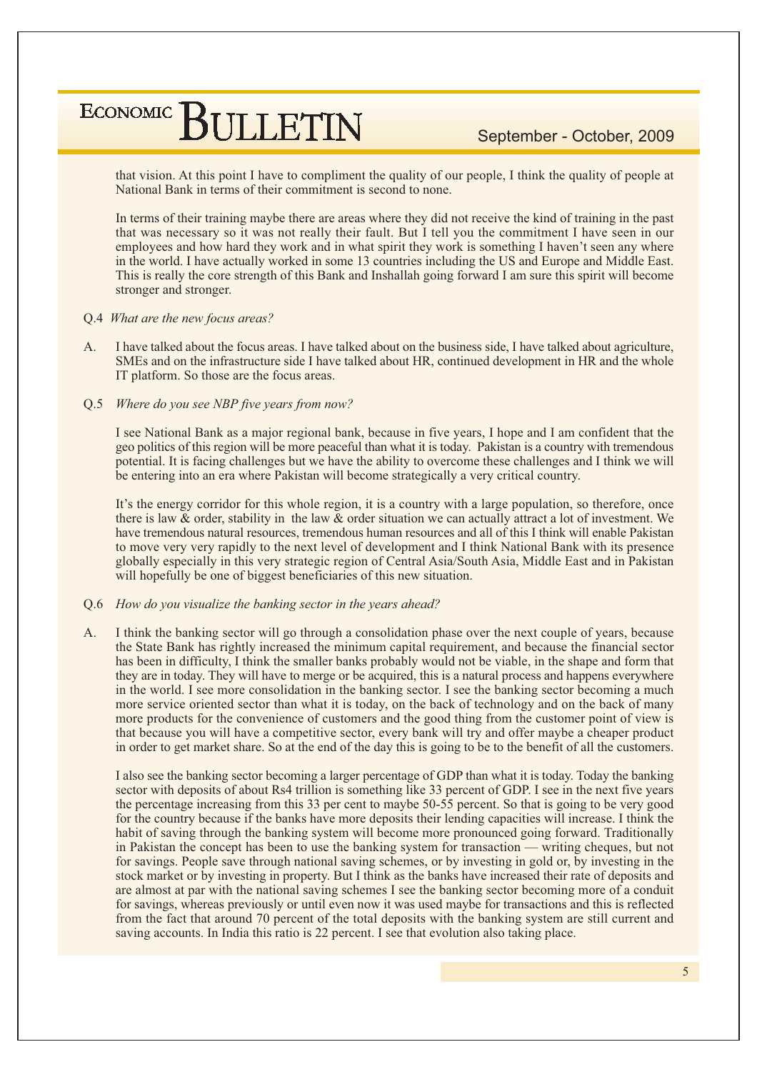that vision. At this point I have to compliment the quality of our people, I think the quality of people at National Bank in terms of their commitment is second to none.

In terms of their training maybe there are areas where they did not receive the kind of training in the past that was necessary so it was not really their fault. But I tell you the commitment I have seen in our employees and how hard they work and in what spirit they work is something I haven't seen any where in the world. I have actually worked in some 13 countries including the US and Europe and Middle East. This is really the core strength of this Bank and Inshallah going forward I am sure this spirit will become stronger and stronger.

Q.4 *What are the new focus areas?*

A. I have talked about the focus areas. I have talked about on the business side, I have talked about agriculture, SMEs and on the infrastructure side I have talked about HR, continued development in HR and the whole IT platform. So those are the focus areas.

Q.5 *Where do you see NBP five years from now?*

I see National Bank as a major regional bank, because in five years, I hope and I am confident that the geo politics of this region will be more peaceful than what it is today. Pakistan is a country with tremendous potential. It is facing challenges but we have the ability to overcome these challenges and I think we will be entering into an era where Pakistan will become strategically a very critical country.

It's the energy corridor for this whole region, it is a country with a large population, so therefore, once there is law & order, stability in the law & order situation we can actually attract a lot of investment. We have tremendous natural resources, tremendous human resources and all of this I think will enable Pakistan to move very very rapidly to the next level of development and I think National Bank with its presence globally especially in this very strategic region of Central Asia/South Asia, Middle East and in Pakistan will hopefully be one of biggest beneficiaries of this new situation.

Q.6 *How do you visualize the banking sector in the years ahead?*

A. I think the banking sector will go through a consolidation phase over the next couple of years, because the State Bank has rightly increased the minimum capital requirement, and because the financial sector has been in difficulty, I think the smaller banks probably would not be viable, in the shape and form that they are in today. They will have to merge or be acquired, this is a natural process and happens everywhere in the world. I see more consolidation in the banking sector. I see the banking sector becoming a much more service oriented sector than what it is today, on the back of technology and on the back of many more products for the convenience of customers and the good thing from the customer point of view is that because you will have a competitive sector, every bank will try and offer maybe a cheaper product in order to get market share. So at the end of the day this is going to be to the benefit of all the customers.

I also see the banking sector becoming a larger percentage of GDP than what it is today. Today the banking sector with deposits of about Rs4 trillion is something like 33 percent of GDP. I see in the next five years the percentage increasing from this 33 per cent to maybe 50-55 percent. So that is going to be very good for the country because if the banks have more deposits their lending capacities will increase. I think the habit of saving through the banking system will become more pronounced going forward. Traditionally in Pakistan the concept has been to use the banking system for transaction — writing cheques, but not for savings. People save through national saving schemes, or by investing in gold or, by investing in the stock market or by investing in property. But I think as the banks have increased their rate of deposits and are almost at par with the national saving schemes I see the banking sector becoming more of a conduit for savings, whereas previously or until even now it was used maybe for transactions and this is reflected from the fact that around 70 percent of the total deposits with the banking system are still current and saving accounts. In India this ratio is 22 percent. I see that evolution also taking place.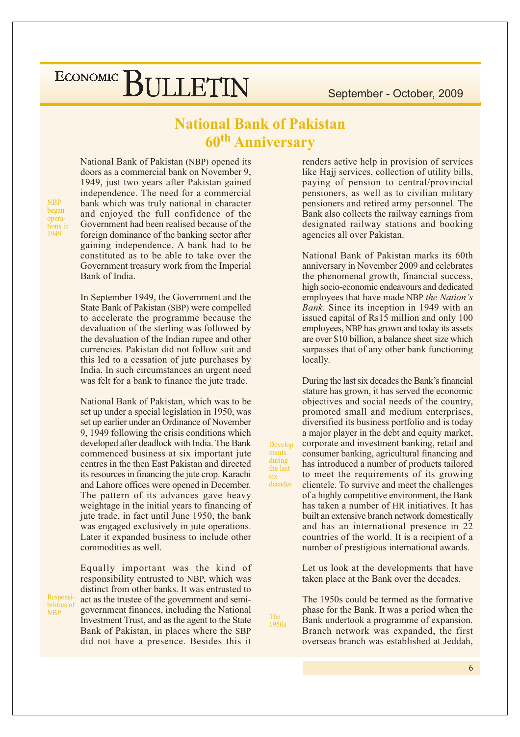# National Bank of Pakistan 60th Anniversary

*NBP began operations in 1949*

National Bank of Pakistan (NBP) opened its doors as a commercial bank on November 9, 1949, just two years after Pakistan gained independence. The need for a commercial bank which was truly national in character and enjoyed the full confidence of the Government had been realised because of the foreign dominance of the banking sector after gaining independence. A bank had to be constituted as to be able to take over the Government treasury work from the Imperial Bank of India.

In September 1949, the Government and the State Bank of Pakistan (SBP) were compelled to accelerate the programme because the devaluation of the sterling was followed by the devaluation of the Indian rupee and other currencies. Pakistan did not follow suit and this led to a cessation of jute purchases by India. In such circumstances an urgent need was felt for a bank to finance the jute trade.

National Bank of Pakistan, which was to be set up under a special legislation in 1950, was set up earlier under an Ordinance of November 9, 1949 following the crisis conditions which developed after deadlock with India. The Bank commenced business at six important jute centres in the then East Pakistan and directed its resources in financing the jute crop. Karachi and Lahore offices were opened in December. The pattern of its advances gave heavy weightage in the initial years to financing of jute trade, in fact until June 1950, the bank was engaged exclusively in jute operations. Later it expanded business to include other commodities as well.

*Responsibilities of NBP*

Equally important was the kind of responsibility entrusted to NBP, which was distinct from other banks. It was entrusted to act as the trustee of the government and semi-government finances, including the National Investment Trust, and as the agent to the State Bank of Pakistan, in places where the SBP did not have a presence. Besides this it renders active help in provision of services like Hajj services, collection of utility bills, paying of pension to central/provincial pensioners, as well as to civilian military pensioners and retired army personnel. The Bank also collects the railway earnings from designated railway stations and booking agencies all over Pakistan.

National Bank of Pakistan marks its 60th anniversary in November 2009 and celebrates the phenomenal growth, financial success, high socio-economic endeavours and dedicated employees that have made NBP *the Nation's Bank*. Since its inception in 1949 with an issued capital of Rs15 million and only 100 employees, NBP has grown and today its assets are over $10 billion, a balance sheet size which surpasses that of any other bank functioning locally.

*Developments during the last six decades*

During the last six decades the Bank's financial stature has grown, it has served the economic objectives and social needs of the country, promoted small and medium enterprises, diversified its business portfolio and is today a major player in the debt and equity market, corporate and investment banking, retail and consumer banking, agricultural financing and has introduced a number of products tailored to meet the requirements of its growing clientele. To survive and meet the challenges of a highly competitive environment, the Bank has taken a number of HR initiatives. It has built an extensive branch network domestically and has an international presence in 22 countries of the world. It is a recipient of a number of prestigious international awards.

Let us look at the developments that have taken place at the Bank over the decades.

*The 1950s*

The 1950s could be termed as the formative phase for the Bank. It was a period when the Bank undertook a programme of expansion. Branch network was expanded, the first overseas branch was established at Jeddah,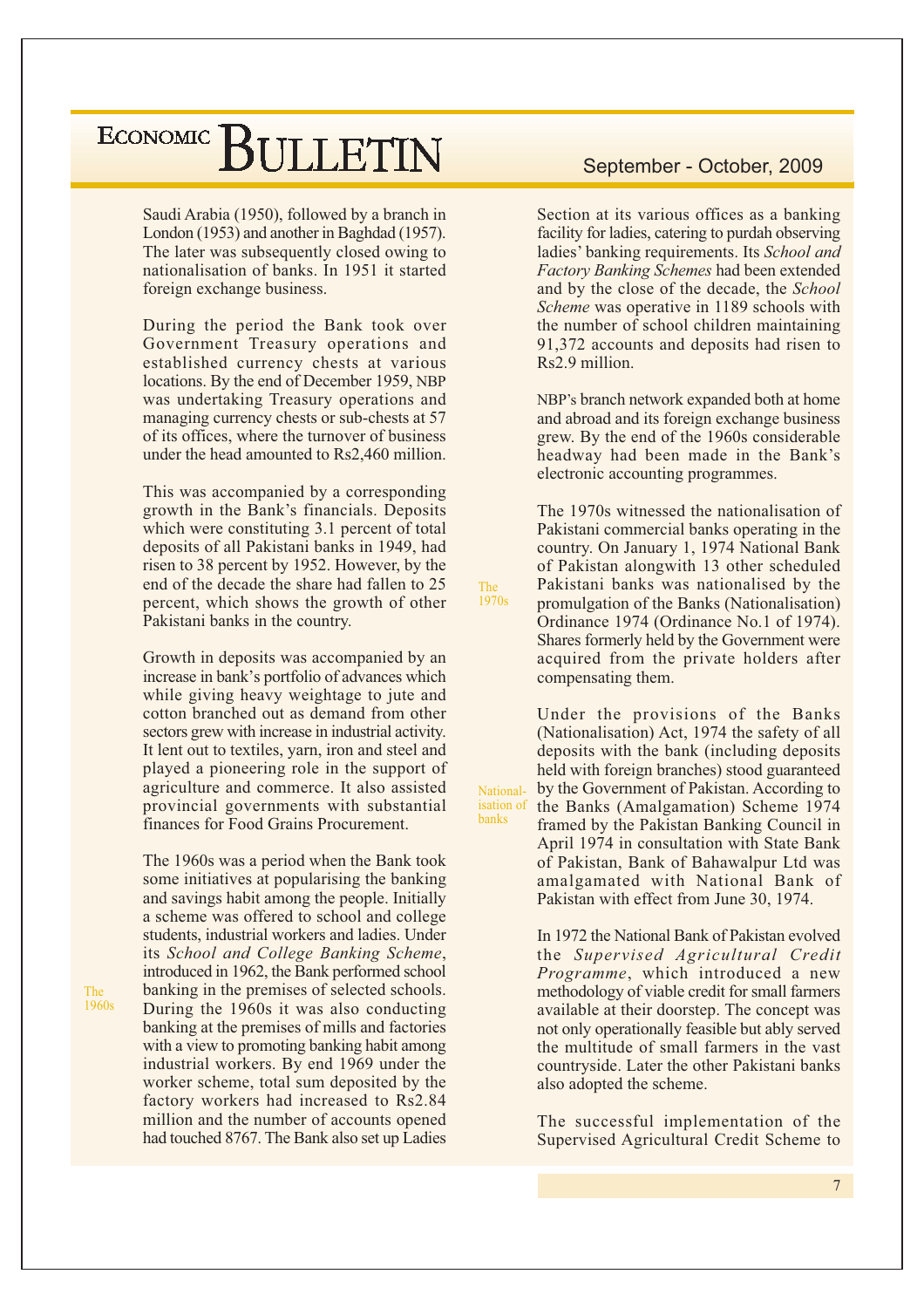Saudi Arabia (1950), followed by a branch in London (1953) and another in Baghdad (1957). The later was subsequently closed owing to nationalisation of banks. In 1951 it started foreign exchange business.

During the period the Bank took over Government Treasury operations and established currency chests at various locations. By the end of December 1959, NBP was undertaking Treasury operations and managing currency chests or sub-chests at 57 of its offices, where the turnover of business under the head amounted to Rs2,460 million.

This was accompanied by a corresponding growth in the Bank's financials. Deposits which were constituting 3.1 percent of total deposits of all Pakistani banks in 1949, had risen to 38 percent by 1952. However, by the end of the decade the share had fallen to 25 percent, which shows the growth of other Pakistani banks in the country.

Growth in deposits was accompanied by an increase in bank's portfolio of advances which while giving heavy weightage to jute and cotton branched out as demand from other sectors grew with increase in industrial activity. It lent out to textiles, yarn, iron and steel and played a pioneering role in the support of agriculture and commerce. It also assisted provincial governments with substantial finances for Food Grains Procurement.

### The 1960s

The 1960s was a period when the Bank took some initiatives at popularising the banking and savings habit among the people. Initially a scheme was offered to school and college students, industrial workers and ladies. Under its *School and College Banking Scheme*, introduced in 1962, the Bank performed school banking in the premises of selected schools. During the 1960s it was also conducting banking at the premises of mills and factories with a view to promoting banking habit among industrial workers. By end 1969 under the worker scheme, total sum deposited by the factory workers had increased to Rs2.84 million and the number of accounts opened had touched 8767. The Bank also set up Ladies Section at its various offices as a banking facility for ladies, catering to purdah observing ladies' banking requirements. Its *School and Factory Banking Schemes* had been extended and by the close of the decade, the *School Scheme* was operative in 1189 schools with the number of school children maintaining 91,372 accounts and deposits had risen to Rs2.9 million.

NBP's branch network expanded both at home and abroad and its foreign exchange business grew. By the end of the 1960s considerable headway had been made in the Bank's electronic accounting programmes.

### The 1970s

The 1970s witnessed the nationalisation of Pakistani commercial banks operating in the country. On January 1, 1974 National Bank of Pakistan alongwith 13 other scheduled Pakistani banks was nationalised by the promulgation of the Banks (Nationalisation) Ordinance 1974 (Ordinance No.1 of 1974). Shares formerly held by the Government were acquired from the private holders after compensating them.

### Nationalisation of banks

Under the provisions of the Banks (Nationalisation) Act, 1974 the safety of all deposits with the bank (including deposits held with foreign branches) stood guaranteed by the Government of Pakistan. According to the Banks (Amalgamation) Scheme 1974 framed by the Pakistan Banking Council in April 1974 in consultation with State Bank of Pakistan, Bank of Bahawalpur Ltd was amalgamated with National Bank of Pakistan with effect from June 30, 1974.

In 1972 the National Bank of Pakistan evolved the *Supervised Agricultural Credit Programme*, which introduced a new methodology of viable credit for small farmers available at their doorstep. The concept was not only operationally feasible but ably served the multitude of small farmers in the vast countryside. Later the other Pakistani banks also adopted the scheme.

The successful implementation of the Supervised Agricultural Credit Scheme to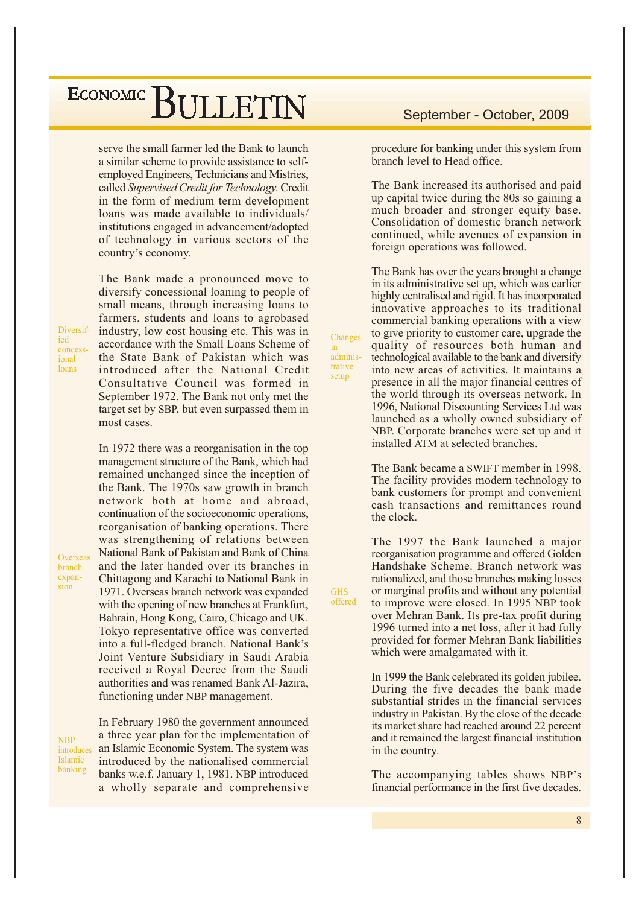serve the small farmer led the Bank to launch a similar scheme to provide assistance to self-employed Engineers, Technicians and Mistries, called *Supervised Credit for Technology*. Credit in the form of medium term development loans was made available to individuals/ institutions engaged in advancement/adopted of technology in various sectors of the country's economy.

**Diversified concessional loans**

The Bank made a pronounced move to diversify concessional loaning to people of small means, through increasing loans to farmers, students and loans to agrobased industry, low cost housing etc. This was in accordance with the Small Loans Scheme of the State Bank of Pakistan which was introduced after the National Credit Consultative Council was formed in September 1972. The Bank not only met the target set by SBP, but even surpassed them in most cases.

**Overseas branch expansion**

In 1972 there was a reorganisation in the top management structure of the Bank, which had remained unchanged since the inception of the Bank. The 1970s saw growth in branch network both at home and abroad, continuation of the socioeconomic operations, reorganisation of banking operations. There was strengthening of relations between National Bank of Pakistan and Bank of China and the later handed over its branches in Chittagong and Karachi to National Bank in 1971. Overseas branch network was expanded with the opening of new branches at Frankfurt, Bahrain, Hong Kong, Cairo, Chicago and UK. Tokyo representative office was converted into a full-fledged branch. National Bank's Joint Venture Subsidiary in Saudi Arabia received a Royal Decree from the Saudi authorities and was renamed Bank Al-Jazira, functioning under NBP management.

**NBP introduces Islamic banking**

In February 1980 the government announced a three year plan for the implementation of an Islamic Economic System. The system was introduced by the nationalised commercial banks w.e.f. January 1, 1981. NBP introduced a wholly separate and comprehensive procedure for banking under this system from branch level to Head office.

The Bank increased its authorised and paid up capital twice during the 80s so gaining a much broader and stronger equity base. Consolidation of domestic branch network continued, while avenues of expansion in foreign operations was followed.

**Changes in administrative setup**

The Bank has over the years brought a change in its administrative set up, which was earlier highly centralised and rigid. It has incorporated innovative approaches to its traditional commercial banking operations with a view to give priority to customer care, upgrade the quality of resources both human and technological available to the bank and diversify into new areas of activities. It maintains a presence in all the major financial centres of the world through its overseas network. In 1996, National Discounting Services Ltd was launched as a wholly owned subsidiary of NBP. Corporate branches were set up and it installed ATM at selected branches.

The Bank became a SWIFT member in 1998. The facility provides modern technology to bank customers for prompt and convenient cash transactions and remittances round the clock.

**GHS offered**

The 1997 the Bank launched a major reorganisation programme and offered Golden Handshake Scheme. Branch network was rationalized, and those branches making losses or marginal profits and without any potential to improve were closed. In 1995 NBP took over Mehran Bank. Its pre-tax profit during 1996 turned into a net loss, after it had fully provided for former Mehran Bank liabilities which were amalgamated with it.

In 1999 the Bank celebrated its golden jubilee. During the five decades the bank made substantial strides in the financial services industry in Pakistan. By the close of the decade its market share had reached around 22 percent and it remained the largest financial institution in the country.

The accompanying tables shows NBP's financial performance in the first five decades.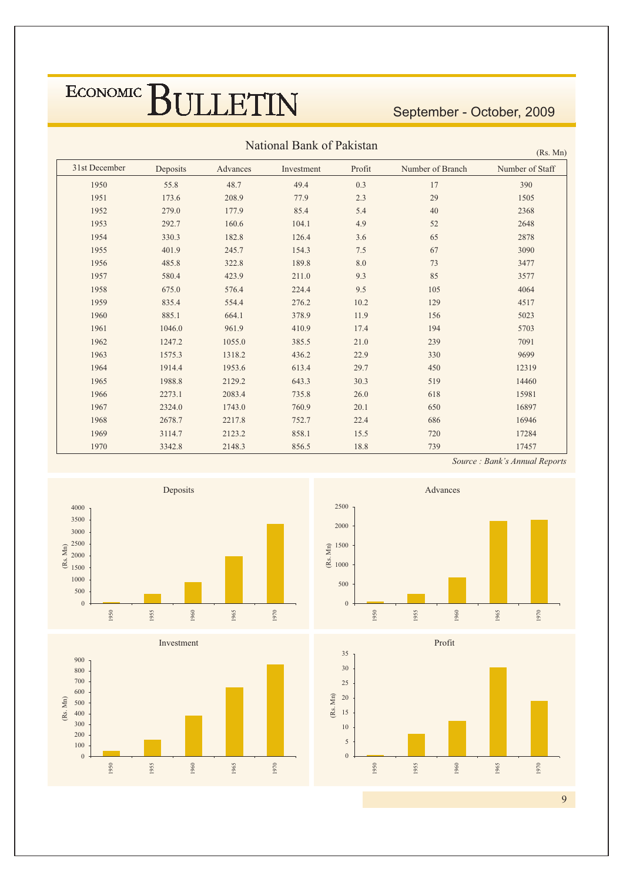## National Bank of Pakistan

(Rs. Mn)

| 31st December | Deposits | Advances | Investment | Profit | Number of Branch | Number of Staff |
|---|---|---|---|---|---|---|
| 1950 | 55.8 | 48.7 | 49.4 | 0.3 | 17 | 390 |
| 1951 | 173.6 | 208.9 | 77.9 | 2.3 | 29 | 1505 |
| 1952 | 279.0 | 177.9 | 85.4 | 5.4 | 40 | 2368 |
| 1953 | 292.7 | 160.6 | 104.1 | 4.9 | 52 | 2648 |
| 1954 | 330.3 | 182.8 | 126.4 | 3.6 | 65 | 2878 |
| 1955 | 401.9 | 245.7 | 154.3 | 7.5 | 67 | 3090 |
| 1956 | 485.8 | 322.8 | 189.8 | 8.0 | 73 | 3477 |
| 1957 | 580.4 | 423.9 | 211.0 | 9.3 | 85 | 3577 |
| 1958 | 675.0 | 576.4 | 224.4 | 9.5 | 105 | 4064 |
| 1959 | 835.4 | 554.4 | 276.2 | 10.2 | 129 | 4517 |
| 1960 | 885.1 | 664.1 | 378.9 | 11.9 | 156 | 5023 |
| 1961 | 1046.0 | 961.9 | 410.9 | 17.4 | 194 | 5703 |
| 1962 | 1247.2 | 1055.0 | 385.5 | 21.0 | 239 | 7091 |
| 1963 | 1575.3 | 1318.2 | 436.2 | 22.9 | 330 | 9699 |
| 1964 | 1914.4 | 1953.6 | 613.4 | 29.7 | 450 | 12319 |
| 1965 | 1988.8 | 2129.2 | 643.3 | 30.3 | 519 | 14460 |
| 1966 | 2273.1 | 2083.4 | 735.8 | 26.0 | 618 | 15981 |
| 1967 | 2324.0 | 1743.0 | 760.9 | 20.1 | 650 | 16897 |
| 1968 | 2678.7 | 2217.8 | 752.7 | 22.4 | 686 | 16946 |
| 1969 | 3114.7 | 2123.2 | 858.1 | 15.5 | 720 | 17284 |
| 1970 | 3342.8 | 2148.3 | 856.5 | 18.8 | 739 | 17457 |

*Source : Bank's Annual Reports*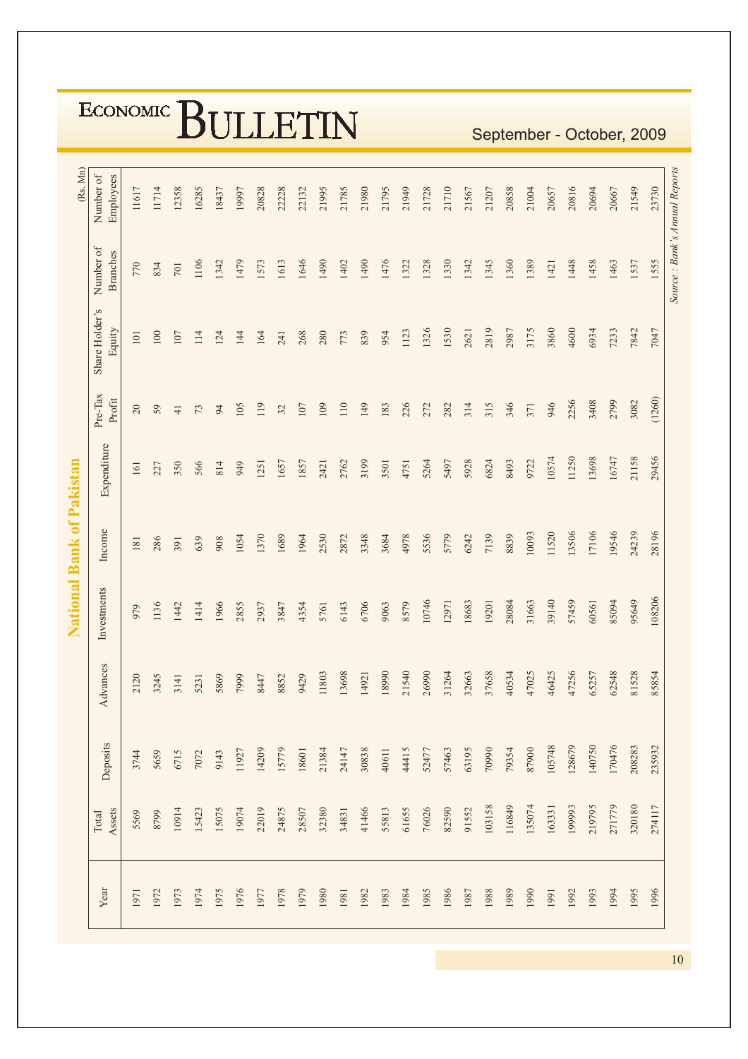## National Bank of Pakistan

(Rs. Mn)

| Year | Total Assets | Deposits | Advances | Investments | Income | Expenditure | Pre-Tax Profit | Share Holder's Equity | Number of Branches | Number of Employees |
|---|---|---|---|---|---|---|---|---|---|---|
| 1971 | 5569 | 3744 | 2120 | 979 | 181 | 161 | 20 | 101 | 770 | 11617 |
| 1972 | 8799 | 5659 | 3245 | 1136 | 286 | 227 | 59 | 100 | 834 | 11714 |
| 1973 | 10914 | 6715 | 3141 | 1442 | 391 | 350 | 41 | 107 | 701 | 12358 |
| 1974 | 15423 | 7072 | 5231 | 1414 | 639 | 566 | 73 | 114 | 1106 | 16285 |
| 1975 | 15075 | 9143 | 5869 | 1966 | 908 | 814 | 94 | 124 | 1342 | 18437 |
| 1976 | 19074 | 11927 | 7999 | 2855 | 1054 | 949 | 105 | 144 | 1479 | 19997 |
| 1977 | 22019 | 14209 | 8447 | 2937 | 1370 | 1251 | 119 | 164 | 1573 | 20828 |
| 1978 | 24875 | 15779 | 8852 | 3847 | 1689 | 1657 | 32 | 241 | 1613 | 22228 |
| 1979 | 28507 | 18601 | 9429 | 4354 | 1964 | 1857 | 107 | 268 | 1646 | 22132 |
| 1980 | 32380 | 21384 | 11803 | 5761 | 2530 | 2421 | 109 | 280 | 1490 | 21995 |
| 1981 | 34831 | 24147 | 13698 | 6143 | 2872 | 2762 | 110 | 773 | 1402 | 21785 |
| 1982 | 41466 | 30838 | 14921 | 6706 | 3348 | 3199 | 149 | 839 | 1490 | 21980 |
| 1983 | 55813 | 40611 | 18990 | 9063 | 3684 | 3501 | 183 | 954 | 1476 | 21795 |
| 1984 | 61655 | 44415 | 21540 | 8579 | 4978 | 4751 | 226 | 1123 | 1322 | 21949 |
| 1985 | 76026 | 52477 | 26990 | 10746 | 5536 | 5264 | 272 | 1326 | 1328 | 21728 |
| 1986 | 82590 | 57463 | 31264 | 12971 | 5779 | 5497 | 282 | 1530 | 1330 | 21710 |
| 1987 | 91552 | 63195 | 32663 | 18683 | 6242 | 5928 | 314 | 2621 | 1342 | 21567 |
| 1988 | 103158 | 70990 | 37658 | 19201 | 7139 | 6824 | 315 | 2819 | 1345 | 21207 |
| 1989 | 116849 | 79354 | 40534 | 28084 | 8839 | 8493 | 346 | 2987 | 1360 | 20858 |
| 1990 | 135074 | 87900 | 47025 | 31663 | 10093 | 9722 | 371 | 3175 | 1389 | 21004 |
| 1991 | 163331 | 105748 | 46425 | 39140 | 11520 | 10574 | 946 | 3860 | 1421 | 20657 |
| 1992 | 199993 | 128679 | 47256 | 57459 | 13506 | 11250 | 2256 | 4600 | 1448 | 20816 |
| 1993 | 219795 | 140750 | 65257 | 60561 | 17106 | 13698 | 3408 | 6934 | 1458 | 20694 |
| 1994 | 271779 | 170476 | 62548 | 85094 | 19546 | 16747 | 2799 | 7233 | 1463 | 20667 |
| 1995 | 320180 | 208283 | 81528 | 95649 | 24239 | 21158 | 3082 | 7842 | 1537 | 21549 |
| 1996 | 274117 | 235932 | 85854 | 108206 | 28196 | 29456 | (1260) | 7047 | 1555 | 23730 |

*Source : Bank's Annual Reports*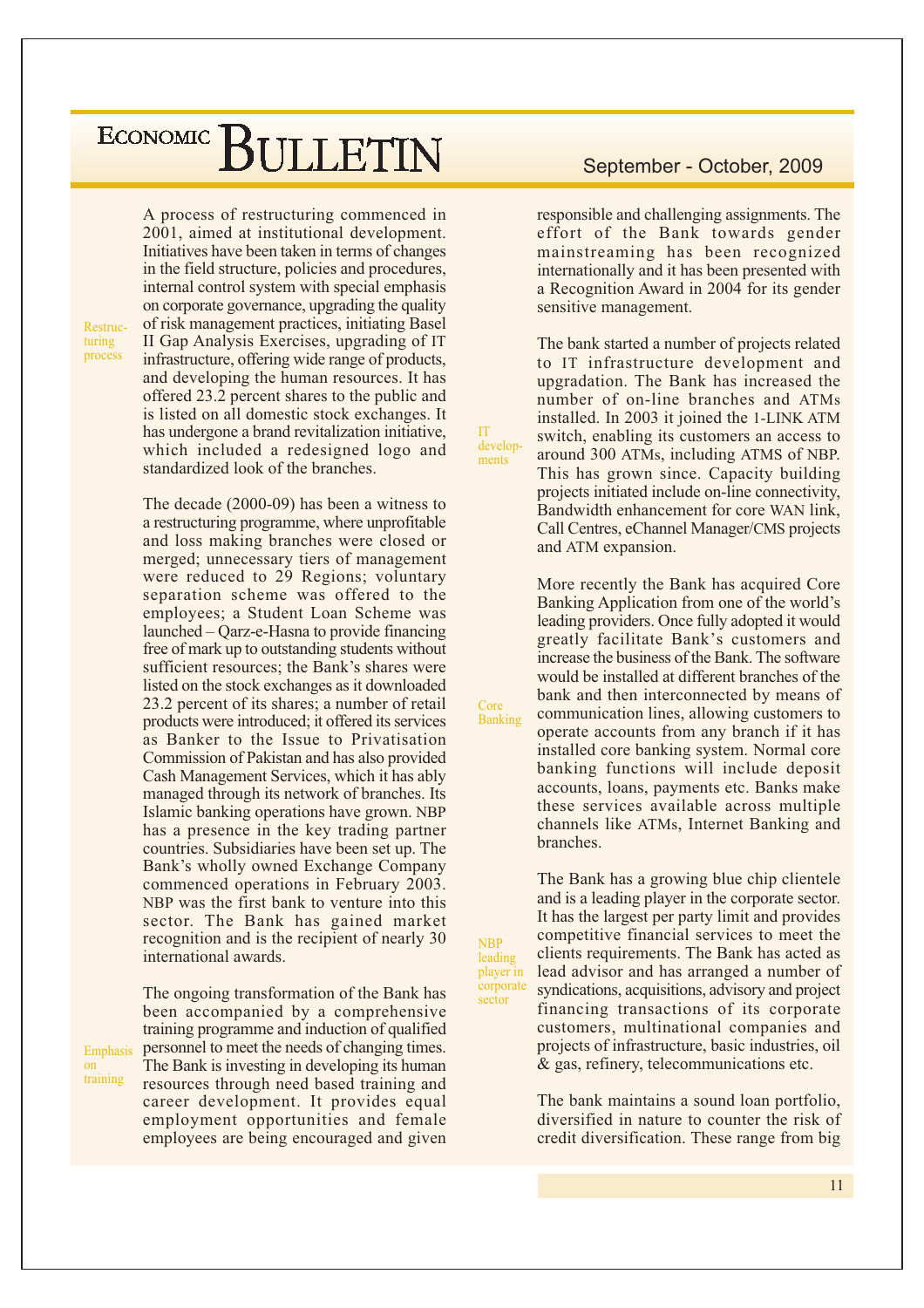A process of restructuring commenced in 2001, aimed at institutional development. Initiatives have been taken in terms of changes in the field structure, policies and procedures, internal control system with special emphasis on corporate governance, upgrading the quality of risk management practices, initiating Basel II Gap Analysis Exercises, upgrading of IT infrastructure, offering wide range of products, and developing the human resources. It has offered 23.2 percent shares to the public and is listed on all domestic stock exchanges. It has undergone a brand revitalization initiative, which included a redesigned logo and standardized look of the branches.

The decade (2000-09) has been a witness to a restructuring programme, where unprofitable and loss making branches were closed or merged; unnecessary tiers of management were reduced to 29 Regions; voluntary separation scheme was offered to the employees; a Student Loan Scheme was launched – Qarz-e-Hasna to provide financing free of mark up to outstanding students without sufficient resources; the Bank's shares were listed on the stock exchanges as it downloaded 23.2 percent of its shares; a number of retail products were introduced; it offered its services as Banker to the Issue to Privatisation Commission of Pakistan and has also provided Cash Management Services, which it has ably managed through its network of branches. Its Islamic banking operations have grown. NBP has a presence in the key trading partner countries. Subsidiaries have been set up. The Bank's wholly owned Exchange Company commenced operations in February 2003. NBP was the first bank to venture into this sector. The Bank has gained market recognition and is the recipient of nearly 30 international awards.

The ongoing transformation of the Bank has been accompanied by a comprehensive training programme and induction of qualified personnel to meet the needs of changing times. The Bank is investing in developing its human resources through need based training and career development. It provides equal employment opportunities and female employees are being encouraged and given responsible and challenging assignments. The effort of the Bank towards gender mainstreaming has been recognized internationally and it has been presented with a Recognition Award in 2004 for its gender sensitive management.

The bank started a number of projects related to IT infrastructure development and upgradation. The Bank has increased the number of on-line branches and ATMs installed. In 2003 it joined the 1-LINK ATM switch, enabling its customers an access to around 300 ATMs, including ATMS of NBP. This has grown since. Capacity building projects initiated include on-line connectivity, Bandwidth enhancement for core WAN link, Call Centres, eChannel Manager/CMS projects and ATM expansion.

More recently the Bank has acquired Core Banking Application from one of the world's leading providers. Once fully adopted it would greatly facilitate Bank's customers and increase the business of the Bank. The software would be installed at different branches of the bank and then interconnected by means of communication lines, allowing customers to operate accounts from any branch if it has installed core banking system. Normal core banking functions will include deposit accounts, loans, payments etc. Banks make these services available across multiple channels like ATMs, Internet Banking and branches.

The Bank has a growing blue chip clientele and is a leading player in the corporate sector. It has the largest per party limit and provides competitive financial services to meet the clients requirements. The Bank has acted as lead advisor and has arranged a number of syndications, acquisitions, advisory and project financing transactions of its corporate customers, multinational companies and projects of infrastructure, basic industries, oil & gas, refinery, telecommunications etc.

The bank maintains a sound loan portfolio, diversified in nature to counter the risk of credit diversification. These range from big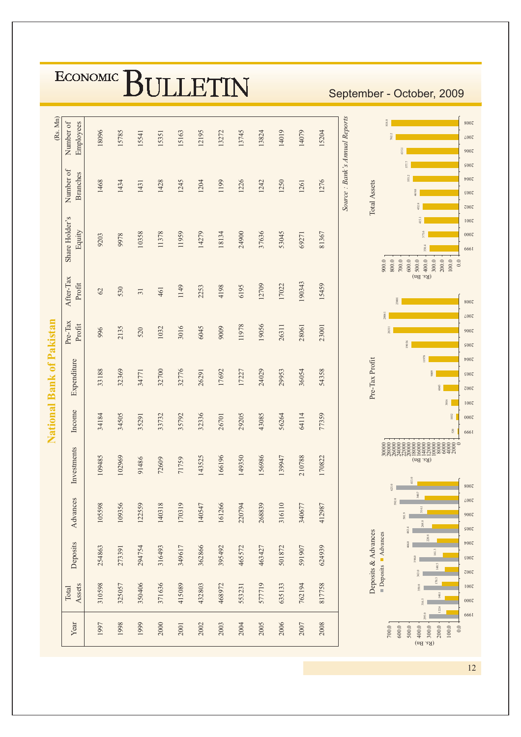## National Bank of Pakistan

(Rs. Mn)

| Year | Total Assets | Deposits | Advances | Investments | Income | Expenditure | Pre-Tax Profit | After-Tax Profit | Share Holder's Equity | Number of Branches | Number of Employees |
|---|---|---|---|---|---|---|---|---|---|---|---|
| 1997 | 310598 | 254863 | 105598 | 109485 | 34184 | 33188 | 996 | 62 | 9203 | 1468 | 18096 |
| 1998 | 325057 | 273391 | 109356 | 102969 | 34505 | 32369 | 2135 | 530 | 9978 | 1434 | 15785 |
| 1999 | 350406 | 294754 | 122559 | 91486 | 35291 | 34771 | 520 | 31 | 10358 | 1431 | 15541 |
| 2000 | 371636 | 316493 | 140318 | 72609 | 33732 | 32700 | 1032 | 461 | 11378 | 1428 | 15351 |
| 2001 | 415089 | 349617 | 170319 | 71759 | 35792 | 32776 | 3016 | 1149 | 11959 | 1245 | 15163 |
| 2002 | 432803 | 362866 | 140547 | 143525 | 32336 | 26291 | 6045 | 2253 | 14279 | 1204 | 12195 |
| 2003 | 468972 | 395492 | 161266 | 166196 | 26701 | 17692 | 9009 | 4198 | 18134 | 1199 | 13272 |
| 2004 | 553231 | 465572 | 220794 | 149350 | 29205 | 17227 | 11978 | 6195 | 24900 | 1226 | 13745 |
| 2005 | 577719 | 463427 | 268839 | 156986 | 43085 | 24029 | 19056 | 12709 | 37636 | 1242 | 13824 |
| 2006 | 635133 | 501872 | 316110 | 139947 | 56264 | 29953 | 26311 | 17022 | 53045 | 1250 | 14019 |
| 2007 | 762194 | 591907 | 340677 | 210788 | 64114 | 36054 | 28061 | 190343 | 69271 | 1261 | 14079 |
| 2008 | 817758 | 624939 | 412987 | 170822 | 77359 | 54358 | 23001 | 15459 | 81367 | 1276 | 15204 |

*Source : Bank's Annual Reports*

**Deposits & Advances** (Rs. Bn) — Deposits, Advances

| Year | Deposits | Advances |
|---|---|---|
| 1999 | 295.0 | 122.6 |
| 2000 | 316.5 | 140.3 |
| 2001 | 350.0 | 170.3 |
| 2002 | 363.0 | 140.5 |
| 2003 | 396.0 | 161.3 |
| 2004 | 466.0 | 220.8 |
| 2005 | 463.4 | 268.8 |
| 2006 | 501.9 | 316.1 |
| 2007 | 592.0 | 340.7 |
| 2008 | 625.0 | 413.0 |

**Pre-Tax Profit** (Rs. Bn)

| Year | Pre-Tax Profit |
|---|---|
| 1999 | 520 |
| 2000 | 1032 |
| 2001 | 3016 |
| 2002 | 6045 |
| 2003 | 9009 |
| 2004 | 11978 |
| 2005 | 19056 |
| 2006 | 26311 |
| 2007 | 28061 |
| 2008 | 23001 |

**Total Assets** (Rs. Bn)

| Year | Total Assets |
|---|---|
| 1999 | 350.4 |
| 2000 | 371.6 |
| 2001 | 415.1 |
| 2002 | 432.8 |
| 2003 | 469.0 |
| 2004 | 553.2 |
| 2005 | 577.7 |
| 2006 | 635.1 |
| 2007 | 762.2 |
| 2008 | 818.0 |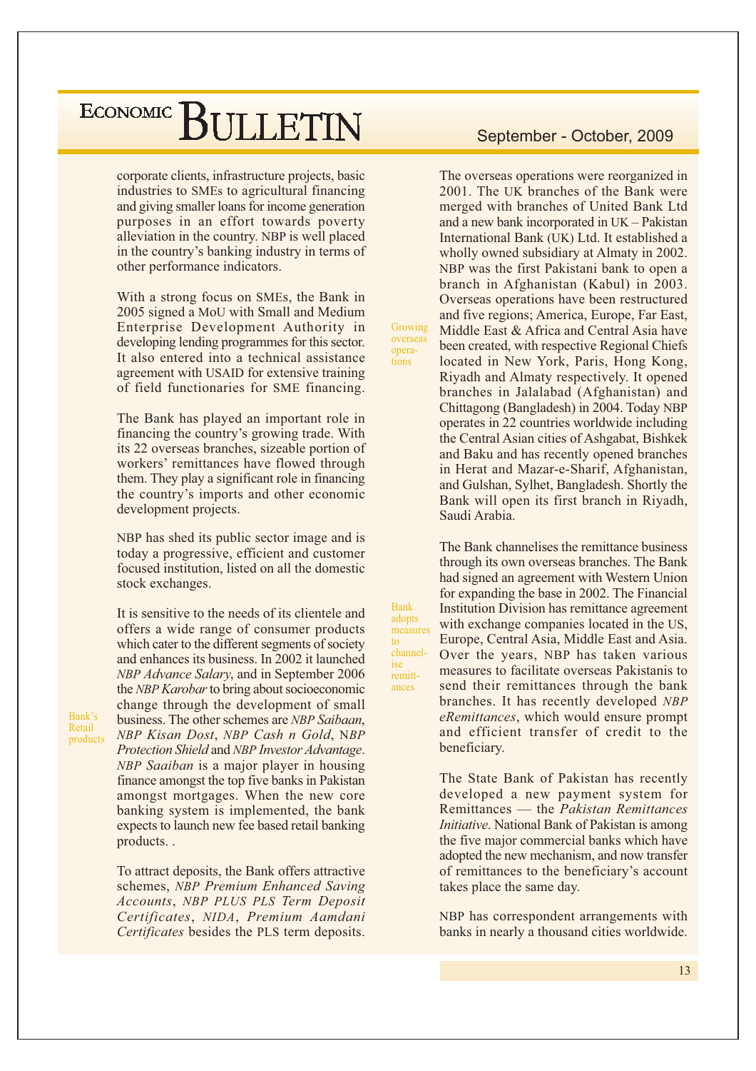corporate clients, infrastructure projects, basic industries to SMEs to agricultural financing and giving smaller loans for income generation purposes in an effort towards poverty alleviation in the country. NBP is well placed in the country's banking industry in terms of other performance indicators.

With a strong focus on SMEs, the Bank in 2005 signed a MoU with Small and Medium Enterprise Development Authority in developing lending programmes for this sector. It also entered into a technical assistance agreement with USAID for extensive training of field functionaries for SME financing.

The Bank has played an important role in financing the country's growing trade. With its 22 overseas branches, sizeable portion of workers' remittances have flowed through them. They play a significant role in financing the country's imports and other economic development projects.

NBP has shed its public sector image and is today a progressive, efficient and customer focused institution, listed on all the domestic stock exchanges.

Bank's Retail products

It is sensitive to the needs of its clientele and offers a wide range of consumer products which cater to the different segments of society and enhances its business. In 2002 it launched *NBP Advance Salary*, and in September 2006 the *NBP Karobar* to bring about socioeconomic change through the development of small business. The other schemes are *NBP Saibaan*, *NBP Kisan Dost*, *NBP Cash n Gold*, N*BP Protection Shield* and *NBP Investor Advantage*. *NBP Saaiban* is a major player in housing finance amongst the top five banks in Pakistan amongst mortgages. When the new core banking system is implemented, the bank expects to launch new fee based retail banking products. .

To attract deposits, the Bank offers attractive schemes, *NBP Premium Enhanced Saving Accounts*, *NBP PLUS PLS Term Deposit Certificates*, *NIDA*, *Premium Aamdani Certificates* besides the PLS term deposits.

Growing overseas operations

The overseas operations were reorganized in 2001. The UK branches of the Bank were merged with branches of United Bank Ltd and a new bank incorporated in UK – Pakistan International Bank (UK) Ltd. It established a wholly owned subsidiary at Almaty in 2002. NBP was the first Pakistani bank to open a branch in Afghanistan (Kabul) in 2003. Overseas operations have been restructured and five regions; America, Europe, Far East, Middle East & Africa and Central Asia have been created, with respective Regional Chiefs located in New York, Paris, Hong Kong, Riyadh and Almaty respectively. It opened branches in Jalalabad (Afghanistan) and Chittagong (Bangladesh) in 2004. Today NBP operates in 22 countries worldwide including the Central Asian cities of Ashgabat, Bishkek and Baku and has recently opened branches in Herat and Mazar-e-Sharif, Afghanistan, and Gulshan, Sylhet, Bangladesh. Shortly the Bank will open its first branch in Riyadh, Saudi Arabia.

Bank adopts measures to channelise remittances

The Bank channelises the remittance business through its own overseas branches. The Bank had signed an agreement with Western Union for expanding the base in 2002. The Financial Institution Division has remittance agreement with exchange companies located in the US, Europe, Central Asia, Middle East and Asia. Over the years, NBP has taken various measures to facilitate overseas Pakistanis to send their remittances through the bank branches. It has recently developed *NBP eRemittances*, which would ensure prompt and efficient transfer of credit to the beneficiary.

The State Bank of Pakistan has recently developed a new payment system for Remittances — the *Pakistan Remittances Initiative*. National Bank of Pakistan is among the five major commercial banks which have adopted the new mechanism, and now transfer of remittances to the beneficiary's account takes place the same day.

NBP has correspondent arrangements with banks in nearly a thousand cities worldwide.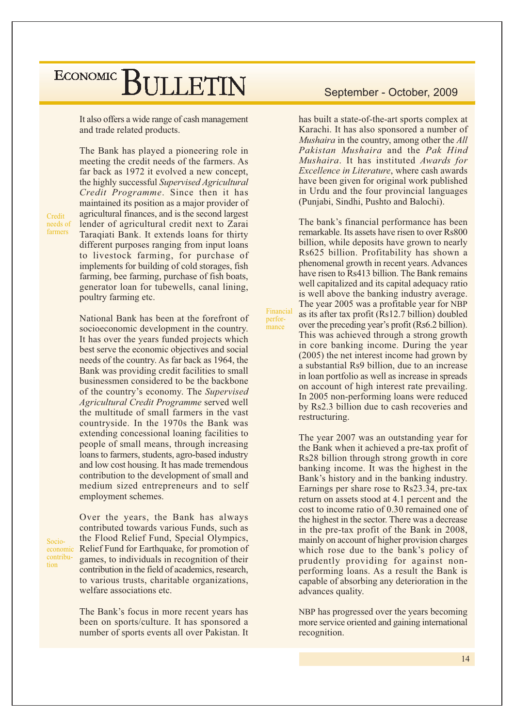It also offers a wide range of cash management and trade related products.

The Bank has played a pioneering role in meeting the credit needs of the farmers. As far back as 1972 it evolved a new concept, the highly successful *Supervised Agricultural Credit Programme*. Since then it has maintained its position as a major provider of agricultural finances, and is the second largest lender of agricultural credit next to Zarai Taraqiati Bank. It extends loans for thirty different purposes ranging from input loans to livestock farming, for purchase of implements for building of cold storages, fish farming, bee farming, purchase of fish boats, generator loan for tubewells, canal lining, poultry farming etc.

National Bank has been at the forefront of socioeconomic development in the country. It has over the years funded projects which best serve the economic objectives and social needs of the country. As far back as 1964, the Bank was providing credit facilities to small businessmen considered to be the backbone of the country's economy. The *Supervised Agricultural Credit Programme* served well the multitude of small farmers in the vast countryside. In the 1970s the Bank was extending concessional loaning facilities to people of small means, through increasing loans to farmers, students, agro-based industry and low cost housing. It has made tremendous contribution to the development of small and medium sized entrepreneurs and to self employment schemes.

Over the years, the Bank has always contributed towards various Funds, such as the Flood Relief Fund, Special Olympics, Relief Fund for Earthquake, for promotion of games, to individuals in recognition of their contribution in the field of academics, research, to various trusts, charitable organizations, welfare associations etc.

The Bank's focus in more recent years has been on sports/culture. It has sponsored a number of sports events all over Pakistan. It has built a state-of-the-art sports complex at Karachi. It has also sponsored a number of *Mushaira* in the country, among other the *All Pakistan Mushaira* and the *Pak Hind Mushaira*. It has instituted *Awards for Excellence in Literature*, where cash awards have been given for original work published in Urdu and the four provincial languages (Punjabi, Sindhi, Pushto and Balochi).

The bank's financial performance has been remarkable. Its assets have risen to over Rs800 billion, while deposits have grown to nearly Rs625 billion. Profitability has shown a phenomenal growth in recent years. Advances have risen to Rs413 billion. The Bank remains well capitalized and its capital adequacy ratio is well above the banking industry average. The year 2005 was a profitable year for NBP as its after tax profit (Rs12.7 billion) doubled over the preceding year's profit (Rs6.2 billion). This was achieved through a strong growth in core banking income. During the year (2005) the net interest income had grown by a substantial Rs9 billion, due to an increase in loan portfolio as well as increase in spreads on account of high interest rate prevailing. In 2005 non-performing loans were reduced by Rs2.3 billion due to cash recoveries and restructuring.

The year 2007 was an outstanding year for the Bank when it achieved a pre-tax profit of Rs28 billion through strong growth in core banking income. It was the highest in the Bank's history and in the banking industry. Earnings per share rose to Rs23.34, pre-tax return on assets stood at 4.1 percent and the cost to income ratio of 0.30 remained one of the highest in the sector. There was a decrease in the pre-tax profit of the Bank in 2008, mainly on account of higher provision charges which rose due to the bank's policy of prudently providing for against non-performing loans. As a result the Bank is capable of absorbing any deterioration in the advances quality.

NBP has progressed over the years becoming more service oriented and gaining international recognition.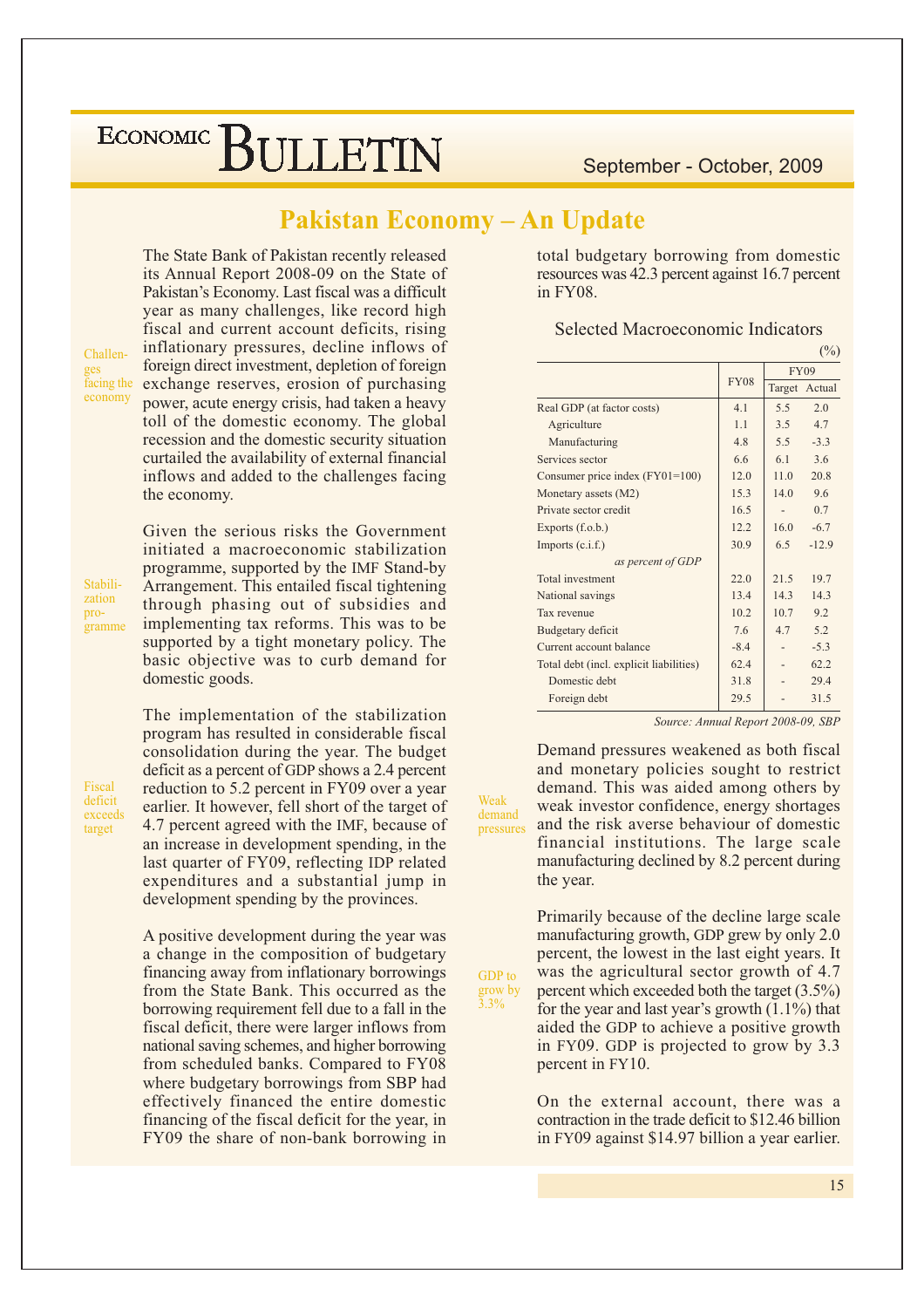# Pakistan Economy – An Update

Challenges facing the economy

The State Bank of Pakistan recently released its Annual Report 2008-09 on the State of Pakistan's Economy. Last fiscal was a difficult year as many challenges, like record high fiscal and current account deficits, rising inflationary pressures, decline inflows of foreign direct investment, depletion of foreign exchange reserves, erosion of purchasing power, acute energy crisis, had taken a heavy toll of the domestic economy. The global recession and the domestic security situation curtailed the availability of external financial inflows and added to the challenges facing the economy.

Stabilization programme

Given the serious risks the Government initiated a macroeconomic stabilization programme, supported by the IMF Stand-by Arrangement. This entailed fiscal tightening through phasing out of subsidies and implementing tax reforms. This was to be supported by a tight monetary policy. The basic objective was to curb demand for domestic goods.

Fiscal deficit exceeds target

The implementation of the stabilization program has resulted in considerable fiscal consolidation during the year. The budget deficit as a percent of GDP shows a 2.4 percent reduction to 5.2 percent in FY09 over a year earlier. It however, fell short of the target of 4.7 percent agreed with the IMF, because of an increase in development spending, in the last quarter of FY09, reflecting IDP related expenditures and a substantial jump in development spending by the provinces.

A positive development during the year was a change in the composition of budgetary financing away from inflationary borrowings from the State Bank. This occurred as the borrowing requirement fell due to a fall in the fiscal deficit, there were larger inflows from national saving schemes, and higher borrowing from scheduled banks. Compared to FY08 where budgetary borrowings from SBP had effectively financed the entire domestic financing of the fiscal deficit for the year, in FY09 the share of non-bank borrowing in total budgetary borrowing from domestic resources was 42.3 percent against 16.7 percent in FY08.

### Selected Macroeconomic Indicators

(%)

| | FY08 | FY09 | |
|---|---|---|---|
| | | Target | Actual |
| Real GDP (at factor costs) | 4.1 | 5.5 | 2.0 |
| Agriculture | 1.1 | 3.5 | 4.7 |
| Manufacturing | 4.8 | 5.5 | -3.3 |
| Services sector | 6.6 | 6.1 | 3.6 |
| Consumer price index (FY01=100) | 12.0 | 11.0 | 20.8 |
| Monetary assets (M2) | 15.3 | 14.0 | 9.6 |
| Private sector credit | 16.5 | - | 0.7 |
| Exports (f.o.b.) | 12.2 | 16.0 | -6.7 |
| Imports (c.i.f.) | 30.9 | 6.5 | -12.9 |
| *as percent of GDP* | | | |
| Total investment | 22.0 | 21.5 | 19.7 |
| National savings | 13.4 | 14.3 | 14.3 |
| Tax revenue | 10.2 | 10.7 | 9.2 |
| Budgetary deficit | 7.6 | 4.7 | 5.2 |
| Current account balance | -8.4 | - | -5.3 |
| Total debt (incl. explicit liabilities) | 62.4 | - | 62.2 |
| Domestic debt | 31.8 | - | 29.4 |
| Foreign debt | 29.5 | - | 31.5 |

*Source: Annual Report 2008-09, SBP*

Weak demand pressures

Demand pressures weakened as both fiscal and monetary policies sought to restrict demand. This was aided among others by weak investor confidence, energy shortages and the risk averse behaviour of domestic financial institutions. The large scale manufacturing declined by 8.2 percent during the year.

GDP to grow by 3.3%

Primarily because of the decline large scale manufacturing growth, GDP grew by only 2.0 percent, the lowest in the last eight years. It was the agricultural sector growth of 4.7 percent which exceeded both the target (3.5%) for the year and last year's growth (1.1%) that aided the GDP to achieve a positive growth in FY09. GDP is projected to grow by 3.3 percent in FY10.

On the external account, there was a contraction in the trade deficit to $12.46 billion in FY09 against $14.97 billion a year earlier.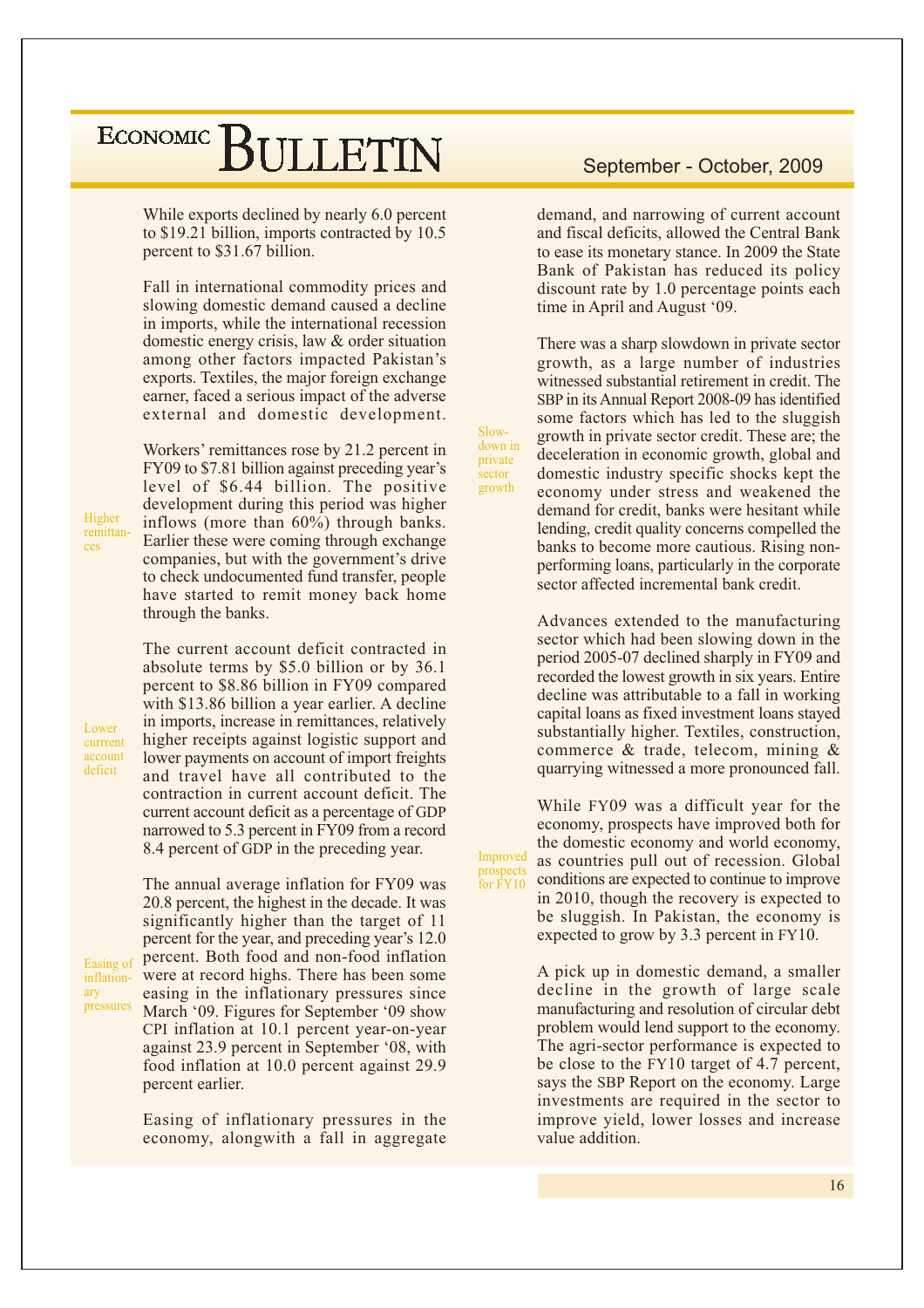While exports declined by nearly 6.0 percent to $19.21 billion, imports contracted by 10.5 percent to $31.67 billion.

Fall in international commodity prices and slowing domestic demand caused a decline in imports, while the international recession domestic energy crisis, law & order situation among other factors impacted Pakistan's exports. Textiles, the major foreign exchange earner, faced a serious impact of the adverse external and domestic development.

*Higher remittances*

Workers' remittances rose by 21.2 percent in FY09 to $7.81 billion against preceding year's level of $6.44 billion. The positive development during this period was higher inflows (more than 60%) through banks. Earlier these were coming through exchange companies, but with the government's drive to check undocumented fund transfer, people have started to remit money back home through the banks.

*Lower currrent account deficit*

The current account deficit contracted in absolute terms by $5.0 billion or by 36.1 percent to $8.86 billion in FY09 compared with $13.86 billion a year earlier. A decline in imports, increase in remittances, relatively higher receipts against logistic support and lower payments on account of import freights and travel have all contributed to the contraction in current account deficit. The current account deficit as a percentage of GDP narrowed to 5.3 percent in FY09 from a record 8.4 percent of GDP in the preceding year.

*Easing of inflationary pressures*

The annual average inflation for FY09 was 20.8 percent, the highest in the decade. It was significantly higher than the target of 11 percent for the year, and preceding year's 12.0 percent. Both food and non-food inflation were at record highs. There has been some easing in the inflationary pressures since March '09. Figures for September '09 show CPI inflation at 10.1 percent year-on-year against 23.9 percent in September '08, with food inflation at 10.0 percent against 29.9 percent earlier.

Easing of inflationary pressures in the economy, alongwith a fall in aggregate demand, and narrowing of current account and fiscal deficits, allowed the Central Bank to ease its monetary stance. In 2009 the State Bank of Pakistan has reduced its policy discount rate by 1.0 percentage points each time in April and August '09.

*Slow-down in private sector growth*

There was a sharp slowdown in private sector growth, as a large number of industries witnessed substantial retirement in credit. The SBP in its Annual Report 2008-09 has identified some factors which has led to the sluggish growth in private sector credit. These are; the deceleration in economic growth, global and domestic industry specific shocks kept the economy under stress and weakened the demand for credit, banks were hesitant while lending, credit quality concerns compelled the banks to become more cautious. Rising non-performing loans, particularly in the corporate sector affected incremental bank credit.

Advances extended to the manufacturing sector which had been slowing down in the period 2005-07 declined sharply in FY09 and recorded the lowest growth in six years. Entire decline was attributable to a fall in working capital loans as fixed investment loans stayed substantially higher. Textiles, construction, commerce & trade, telecom, mining & quarrying witnessed a more pronounced fall.

*Improved prospects for FY10*

While FY09 was a difficult year for the economy, prospects have improved both for the domestic economy and world economy, as countries pull out of recession. Global conditions are expected to continue to improve in 2010, though the recovery is expected to be sluggish. In Pakistan, the economy is expected to grow by 3.3 percent in FY10.

A pick up in domestic demand, a smaller decline in the growth of large scale manufacturing and resolution of circular debt problem would lend support to the economy. The agri-sector performance is expected to be close to the FY10 target of 4.7 percent, says the SBP Report on the economy. Large investments are required in the sector to improve yield, lower losses and increase value addition.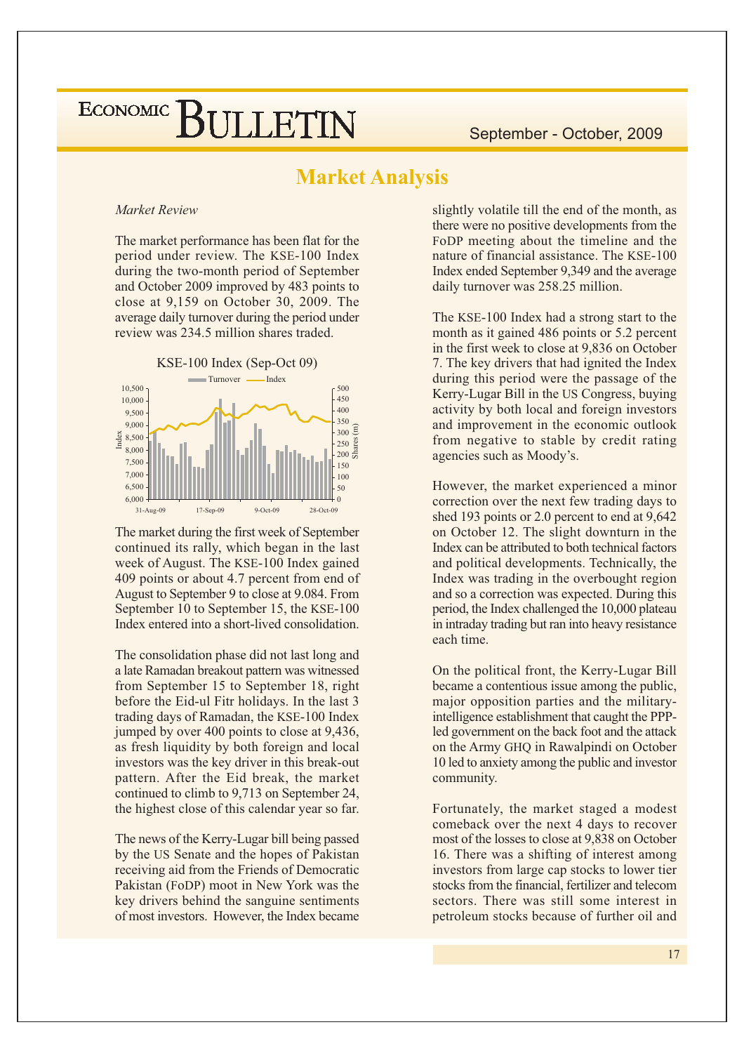## Market Analysis

*Market Review*

The market performance has been flat for the period under review. The KSE-100 Index during the two-month period of September and October 2009 improved by 483 points to close at 9,159 on October 30, 2009. The average daily turnover during the period under review was 234.5 million shares traded.

KSE-100 Index (Sep-Oct 09)

The market during the first week of September continued its rally, which began in the last week of August. The KSE-100 Index gained 409 points or about 4.7 percent from end of August to September 9 to close at 9.084. From September 10 to September 15, the KSE-100 Index entered into a short-lived consolidation.

The consolidation phase did not last long and a late Ramadan breakout pattern was witnessed from September 15 to September 18, right before the Eid-ul Fitr holidays. In the last 3 trading days of Ramadan, the KSE-100 Index jumped by over 400 points to close at 9,436, as fresh liquidity by both foreign and local investors was the key driver in this break-out pattern. After the Eid break, the market continued to climb to 9,713 on September 24, the highest close of this calendar year so far.

The news of the Kerry-Lugar bill being passed by the US Senate and the hopes of Pakistan receiving aid from the Friends of Democratic Pakistan (FoDP) moot in New York was the key drivers behind the sanguine sentiments of most investors. However, the Index became slightly volatile till the end of the month, as there were no positive developments from the FoDP meeting about the timeline and the nature of financial assistance. The KSE-100 Index ended September 9,349 and the average daily turnover was 258.25 million.

The KSE-100 Index had a strong start to the month as it gained 486 points or 5.2 percent in the first week to close at 9,836 on October 7. The key drivers that had ignited the Index during this period were the passage of the Kerry-Lugar Bill in the US Congress, buying activity by both local and foreign investors and improvement in the economic outlook from negative to stable by credit rating agencies such as Moody's.

However, the market experienced a minor correction over the next few trading days to shed 193 points or 2.0 percent to end at 9,642 on October 12. The slight downturn in the Index can be attributed to both technical factors and political developments. Technically, the Index was trading in the overbought region and so a correction was expected. During this period, the Index challenged the 10,000 plateau in intraday trading but ran into heavy resistance each time.

On the political front, the Kerry-Lugar Bill became a contentious issue among the public, major opposition parties and the military-intelligence establishment that caught the PPP-led government on the back foot and the attack on the Army GHQ in Rawalpindi on October 10 led to anxiety among the public and investor community.

Fortunately, the market staged a modest comeback over the next 4 days to recover most of the losses to close at 9,838 on October 16. There was a shifting of interest among investors from large cap stocks to lower tier stocks from the financial, fertilizer and telecom sectors. There was still some interest in petroleum stocks because of further oil and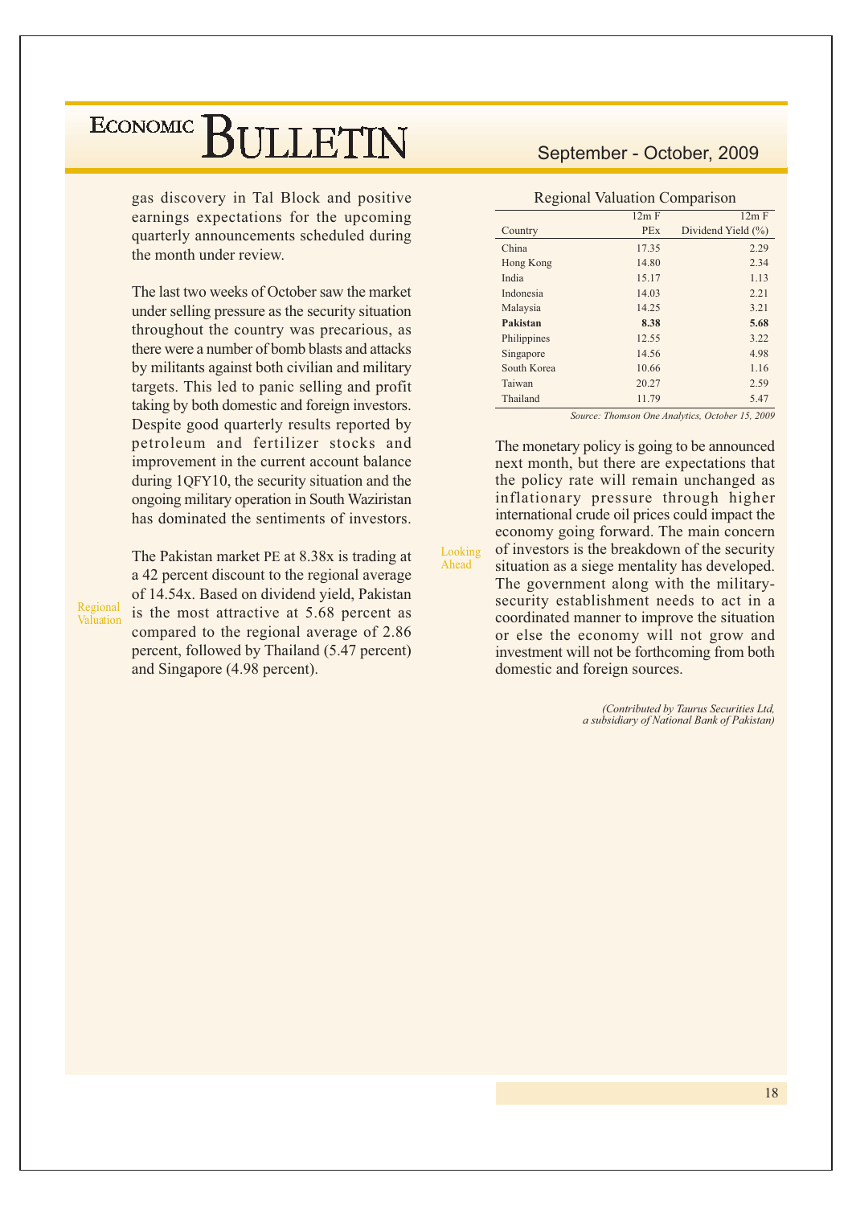gas discovery in Tal Block and positive earnings expectations for the upcoming quarterly announcements scheduled during the month under review.

The last two weeks of October saw the market under selling pressure as the security situation throughout the country was precarious, as there were a number of bomb blasts and attacks by militants against both civilian and military targets. This led to panic selling and profit taking by both domestic and foreign investors. Despite good quarterly results reported by petroleum and fertilizer stocks and improvement in the current account balance during 1QFY10, the security situation and the ongoing military operation in South Waziristan has dominated the sentiments of investors.

**Regional Valuation**

The Pakistan market PE at 8.38x is trading at a 42 percent discount to the regional average of 14.54x. Based on dividend yield, Pakistan is the most attractive at 5.68 percent as compared to the regional average of 2.86 percent, followed by Thailand (5.47 percent) and Singapore (4.98 percent).

Regional Valuation Comparison

| Country | 12m F PEx | 12m F Dividend Yield (%) |
|---|---|---|
| China | 17.35 | 2.29 |
| Hong Kong | 14.80 | 2.34 |
| India | 15.17 | 1.13 |
| Indonesia | 14.03 | 2.21 |
| Malaysia | 14.25 | 3.21 |
| **Pakistan** | **8.38** | **5.68** |
| Philippines | 12.55 | 3.22 |
| Singapore | 14.56 | 4.98 |
| South Korea | 10.66 | 1.16 |
| Taiwan | 20.27 | 2.59 |
| Thailand | 11.79 | 5.47 |

*Source: Thomson One Analytics, October 15, 2009*

**Looking Ahead**

The monetary policy is going to be announced next month, but there are expectations that the policy rate will remain unchanged as inflationary pressure through higher international crude oil prices could impact the economy going forward. The main concern of investors is the breakdown of the security situation as a siege mentality has developed. The government along with the military-security establishment needs to act in a coordinated manner to improve the situation or else the economy will not grow and investment will not be forthcoming from both domestic and foreign sources.

*(Contributed by Taurus Securities Ltd, a subsidiary of National Bank of Pakistan)*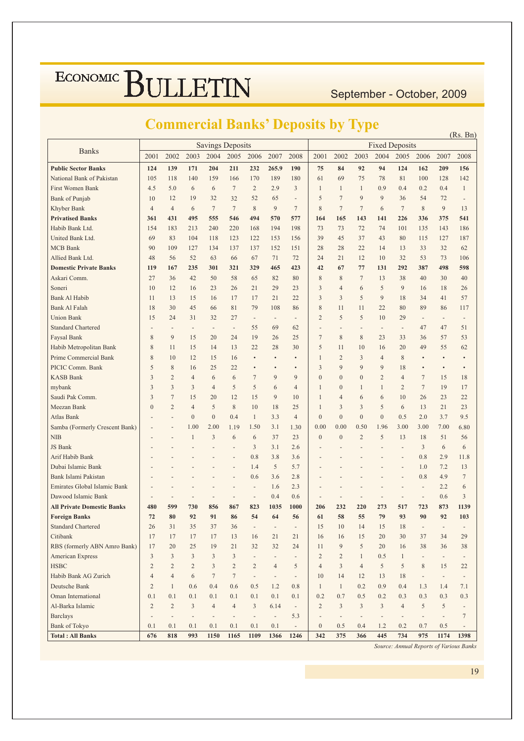## Commercial Banks' Deposits by Type

(Rs. Bn)

| Banks | Savings Deposits | | | | | | | | Fixed Deposits | | | | | | | |
|---|---|---|---|---|---|---|---|---|---|---|---|---|---|---|---|---|
| | 2001 | 2002 | 2003 | 2004 | 2005 | 2006 | 2007 | 2008 | 2001 | 2002 | 2003 | 2004 | 2005 | 2006 | 2007 | 2008 |
| **Public Sector Banks** | **124** | **139** | **171** | **204** | **211** | **232** | **265.9** | **190** | **75** | **84** | **92** | **94** | **124** | **162** | **209** | **156** |
| National Bank of Pakistan | 105 | 118 | 140 | 159 | 166 | 170 | 189 | 180 | 61 | 69 | 75 | 78 | 81 | 100 | 128 | 142 |
| First Women Bank | 4.5 | 5.0 | 6 | 6 | 7 | 2 | 2.9 | 3 | 1 | 1 | 1 | 0.9 | 0.4 | 0.2 | 0.4 | 1 |
| Bank of Punjab | 10 | 12 | 19 | 32 | 32 | 52 | 65 | - | 5 | 7 | 9 | 9 | 36 | 54 | 72 | - |
| Khyber Bank | 4 | 4 | 6 | 7 | 7 | 8 | 9 | 7 | 8 | 7 | 7 | 6 | 7 | 8 | 9 | 13 |
| **Privatised Banks** | **361** | **431** | **495** | **555** | **546** | **494** | **570** | **577** | **164** | **165** | **143** | **141** | **226** | **336** | **375** | **541** |
| Habib Bank Ltd. | 154 | 183 | 213 | 240 | 220 | 168 | 194 | 198 | 73 | 73 | 72 | 74 | 101 | 135 | 143 | 186 |
| United Bank Ltd. | 69 | 83 | 104 | 118 | 123 | 122 | 153 | 156 | 39 | 45 | 37 | 43 | 80 | 115 | 127 | 187 |
| MCB Bank | 90 | 109 | 127 | 134 | 137 | 137 | 152 | 151 | 28 | 28 | 22 | 14 | 13 | 33 | 32 | 62 |
| Allied Bank Ltd. | 48 | 56 | 52 | 63 | 66 | 67 | 71 | 72 | 24 | 21 | 12 | 10 | 32 | 53 | 73 | 106 |
| **Domestic Private Banks** | **119** | **167** | **235** | **301** | **321** | **329** | **465** | **423** | **42** | **67** | **77** | **131** | **292** | **387** | **498** | **598** |
| Askari Comm. | 27 | 36 | 42 | 50 | 58 | 65 | 82 | 80 | 8 | 8 | 7 | 13 | 38 | 40 | 30 | 40 |
| Soneri | 10 | 12 | 16 | 23 | 26 | 21 | 29 | 23 | 3 | 4 | 6 | 5 | 9 | 16 | 18 | 26 |
| Bank Al Habib | 11 | 13 | 15 | 16 | 17 | 17 | 21 | 22 | 3 | 3 | 5 | 9 | 18 | 34 | 41 | 57 |
| Bank Al Falah | 18 | 30 | 45 | 66 | 81 | 79 | 108 | 86 | 8 | 11 | 11 | 22 | 80 | 89 | 86 | 117 |
| Union Bank | 15 | 24 | 31 | 32 | 27 | - | - | - | 2 | 5 | 5 | 10 | 29 | - | - | - |
| Standard Chartered | - | - | - | - | - | 55 | 69 | 62 | - | - | - | - | - | 47 | 47 | 51 |
| Faysal Bank | 8 | 9 | 15 | 20 | 24 | 19 | 26 | 25 | 7 | 8 | 8 | 23 | 33 | 36 | 57 | 53 |
| Habib Metropolitan Bank | 8 | 11 | 15 | 14 | 13 | 22 | 28 | 30 | 5 | 11 | 10 | 16 | 20 | 49 | 55 | 62 |
| Prime Commercial Bank | 8 | 10 | 12 | 15 | 16 | • | • | • | 1 | 2 | 3 | 4 | 8 | • | • | • |
| PICIC Comm. Bank | 5 | 8 | 16 | 25 | 22 | • | • | • | 3 | 9 | 9 | 9 | 18 | • | • | • |
| KASB Bank | 3 | 2 | 4 | 6 | 6 | 7 | 9 | 9 | 0 | 0 | 0 | 2 | 4 | 7 | 15 | 18 |
| mybank | 3 | 3 | 3 | 4 | 5 | 5 | 6 | 4 | 1 | 0 | 1 | 1 | 2 | 7 | 19 | 17 |
| Saudi Pak Comm. | 3 | 7 | 15 | 20 | 12 | 15 | 9 | 10 | 1 | 4 | 6 | 6 | 10 | 26 | 23 | 22 |
| Meezan Bank | 0 | 2 | 4 | 5 | 8 | 10 | 18 | 25 | 1 | 3 | 3 | 5 | 6 | 13 | 21 | 23 |
| Atlas Bank | - | - | 0 | 0 | 0.4 | 1 | 3.3 | 4 | 0 | 0 | 0 | 0 | 0.5 | 2.0 | 3.7 | 9.5 |
| Samba (Formerly Crescent Bank) | - | - | 1.00 | 2.00 | 1.19 | 1.50 | 3.1 | 1.30 | 0.00 | 0.00 | 0.50 | 1.96 | 3.00 | 3.00 | 7.00 | 6.80 |
| NIB | - | - | 1 | 3 | 6 | 6 | 37 | 23 | 0 | 0 | 2 | 5 | 13 | 18 | 51 | 56 |
| JS Bank | - | - | - | - | - | 3 | 3.1 | 2.6 | - | - | - | - | - | 3 | 6 | 6 |
| Arif Habib Bank | - | - | - | - | - | 0.8 | 3.8 | 3.6 | - | - | - | - | - | 0.8 | 2.9 | 11.8 |
| Dubai Islamic Bank | - | - | - | - | - | 1.4 | 5 | 5.7 | - | - | - | - | - | 1.0 | 7.2 | 13 |
| Bank Islami Pakistan | - | - | - | - | - | 0.6 | 3.6 | 2.8 | - | - | - | - | - | 0.8 | 4.9 | 7 |
| Emirates Global Islamic Bank | - | - | - | - | - | - | 1.6 | 2.3 | - | - | - | - | - | - | 2.2 | 6 |
| Dawood Islamic Bank | - | - | - | - | - | - | 0.4 | 0.6 | - | - | - | - | - | - | 0.6 | 3 |
| **All Private Domestic Banks** | **480** | **599** | **730** | **856** | **867** | **823** | **1035** | **1000** | **206** | **232** | **220** | **273** | **517** | **723** | **873** | **1139** |
| **Foreign Banks** | **72** | **80** | **92** | **91** | **86** | **54** | **64** | **56** | **61** | **58** | **55** | **79** | **93** | **90** | **92** | **103** |
| Standard Chartered | 26 | 31 | 35 | 37 | 36 | - | - | - | 15 | 10 | 14 | 15 | 18 | - | - | - |
| Citibank | 17 | 17 | 17 | 17 | 13 | 16 | 21 | 21 | 16 | 16 | 15 | 20 | 30 | 37 | 34 | 29 |
| RBS (formerly ABN Amro Bank) | 17 | 20 | 25 | 19 | 21 | 32 | 32 | 24 | 11 | 9 | 5 | 20 | 16 | 38 | 36 | 38 |
| American Express | 3 | 3 | 3 | 3 | 3 | - | - | - | 2 | 2 | 1 | 0.5 | 1 | - | - | - |
| HSBC | 2 | 2 | 2 | 3 | 2 | 2 | 4 | 5 | 4 | 3 | 4 | 5 | 5 | 8 | 15 | 22 |
| Habib Bank AG Zurich | 4 | 4 | 6 | 7 | 7 | - | - | - | 10 | 14 | 12 | 13 | 18 | - | - | - |
| Deutsche Bank | 2 | 1 | 0.6 | 0.4 | 0.6 | 0.5 | 1.2 | 0.8 | 1 | 1 | 0.2 | 0.9 | 0.4 | 1.3 | 1.4 | 7.1 |
| Oman International | 0.1 | 0.1 | 0.1 | 0.1 | 0.1 | 0.1 | 0.1 | 0.1 | 0.2 | 0.7 | 0.5 | 0.2 | 0.3 | 0.3 | 0.3 | 0.3 |
| Al-Barka Islamic | 2 | 2 | 3 | 4 | 4 | 3 | 6.14 | - | 2 | 3 | 3 | 3 | 4 | 5 | 5 | - |
| Barclays | - | - | - | - | - | - | - | 5.3 | - | - | - | - | - | - | - | 7 |
| Bank of Tokyo | 0.1 | 0.1 | 0.1 | 0.1 | 0.1 | 0.1 | 0.1 | - | 0 | 0.5 | 0.4 | 1.2 | 0.2 | 0.7 | 0.5 | - |
| **Total : All Banks** | **676** | **818** | **993** | **1150** | **1165** | **1109** | **1366** | **1246** | **342** | **375** | **366** | **445** | **734** | **975** | **1174** | **1398** |

*Source: Annual Reports of Various Banks*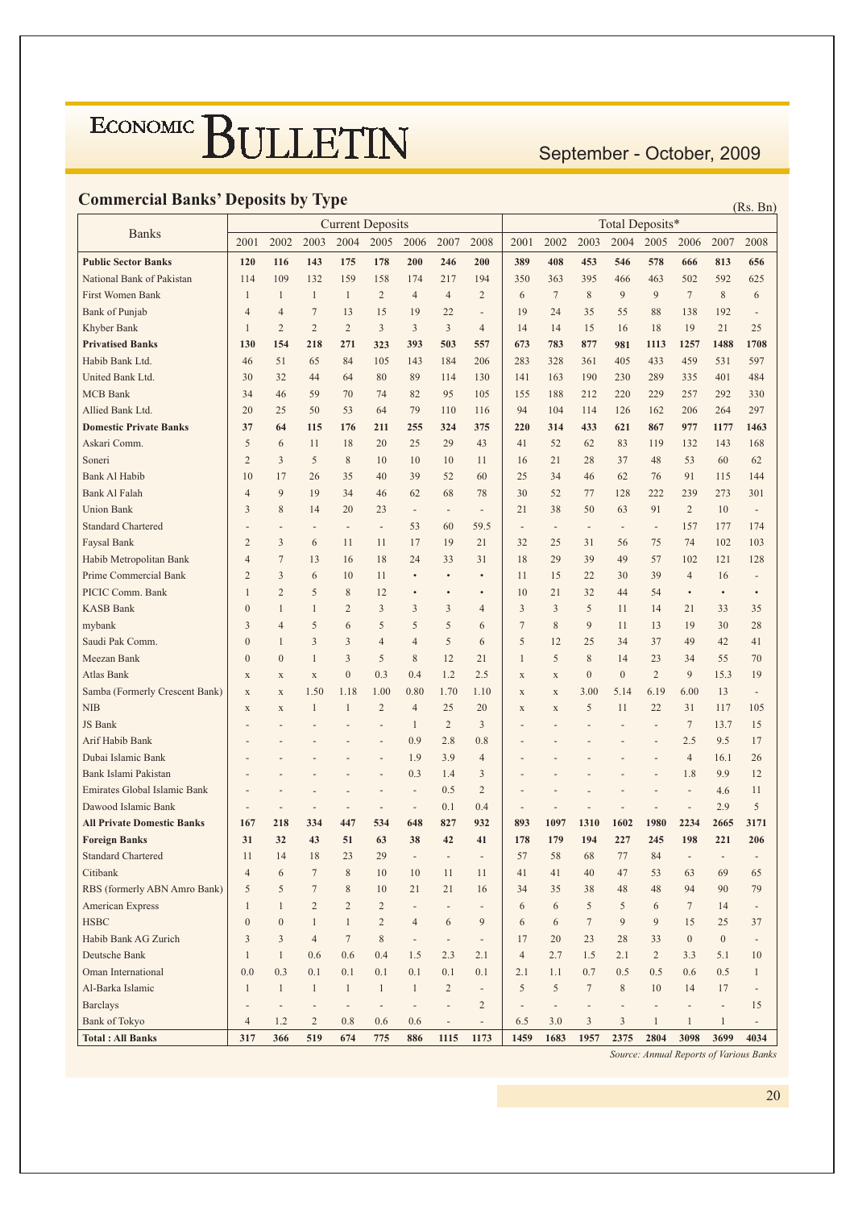## Commercial Banks' Deposits by Type

(Rs. Bn)

| Banks | Current Deposits | | | | | | | | Total Deposits* | | | | | | | |
|---|---|---|---|---|---|---|---|---|---|---|---|---|---|---|---|---|
| | 2001 | 2002 | 2003 | 2004 | 2005 | 2006 | 2007 | 2008 | 2001 | 2002 | 2003 | 2004 | 2005 | 2006 | 2007 | 2008 |
| **Public Sector Banks** | **120** | **116** | **143** | **175** | **178** | **200** | **246** | **200** | **389** | **408** | **453** | **546** | **578** | **666** | **813** | **656** |
| National Bank of Pakistan | 114 | 109 | 132 | 159 | 158 | 174 | 217 | 194 | 350 | 363 | 395 | 466 | 463 | 502 | 592 | 625 |
| First Women Bank | 1 | 1 | 1 | 1 | 2 | 4 | 4 | 2 | 6 | 7 | 8 | 9 | 9 | 7 | 8 | 6 |
| Bank of Punjab | 4 | 4 | 7 | 13 | 15 | 19 | 22 | - | 19 | 24 | 35 | 55 | 88 | 138 | 192 | - |
| Khyber Bank | 1 | 2 | 2 | 2 | 3 | 3 | 3 | 4 | 14 | 14 | 15 | 16 | 18 | 19 | 21 | 25 |
| **Privatised Banks** | **130** | **154** | **218** | **271** | **323** | **393** | **503** | **557** | **673** | **783** | **877** | **981** | **1113** | **1257** | **1488** | **1708** |
| Habib Bank Ltd. | 46 | 51 | 65 | 84 | 105 | 143 | 184 | 206 | 283 | 328 | 361 | 405 | 433 | 459 | 531 | 597 |
| United Bank Ltd. | 30 | 32 | 44 | 64 | 80 | 89 | 114 | 130 | 141 | 163 | 190 | 230 | 289 | 335 | 401 | 484 |
| MCB Bank | 34 | 46 | 59 | 70 | 74 | 82 | 95 | 105 | 155 | 188 | 212 | 220 | 229 | 257 | 292 | 330 |
| Allied Bank Ltd. | 20 | 25 | 50 | 53 | 64 | 79 | 110 | 116 | 94 | 104 | 114 | 126 | 162 | 206 | 264 | 297 |
| **Domestic Private Banks** | **37** | **64** | **115** | **176** | **211** | **255** | **324** | **375** | **220** | **314** | **433** | **621** | **867** | **977** | **1177** | **1463** |
| Askari Comm. | 5 | 6 | 11 | 18 | 20 | 25 | 29 | 43 | 41 | 52 | 62 | 83 | 119 | 132 | 143 | 168 |
| Soneri | 2 | 3 | 5 | 8 | 10 | 10 | 10 | 11 | 16 | 21 | 28 | 37 | 48 | 53 | 60 | 62 |
| Bank Al Habib | 10 | 17 | 26 | 35 | 40 | 39 | 52 | 60 | 25 | 34 | 46 | 62 | 76 | 91 | 115 | 144 |
| Bank Al Falah | 4 | 9 | 19 | 34 | 46 | 62 | 68 | 78 | 30 | 52 | 77 | 128 | 222 | 239 | 273 | 301 |
| Union Bank | 3 | 8 | 14 | 20 | 23 | - | - | - | 21 | 38 | 50 | 63 | 91 | 2 | 10 | - |
| Standard Chartered | - | - | - | - | - | 53 | 60 | 59.5 | - | - | - | - | - | 157 | 177 | 174 |
| Faysal Bank | 2 | 3 | 6 | 11 | 11 | 17 | 19 | 21 | 32 | 25 | 31 | 56 | 75 | 74 | 102 | 103 |
| Habib Metropolitan Bank | 4 | 7 | 13 | 16 | 18 | 24 | 33 | 31 | 18 | 29 | 39 | 49 | 57 | 102 | 121 | 128 |
| Prime Commercial Bank | 2 | 3 | 6 | 10 | 11 | • | • | • | 11 | 15 | 22 | 30 | 39 | 4 | 16 | - |
| PICIC Comm. Bank | 1 | 2 | 5 | 8 | 12 | • | • | • | 10 | 21 | 32 | 44 | 54 | • | • | • |
| KASB Bank | 0 | 1 | 1 | 2 | 3 | 3 | 3 | 4 | 3 | 3 | 5 | 11 | 14 | 21 | 33 | 35 |
| mybank | 3 | 4 | 5 | 6 | 5 | 5 | 5 | 6 | 7 | 8 | 9 | 11 | 13 | 19 | 30 | 28 |
| Saudi Pak Comm. | 0 | 1 | 3 | 3 | 4 | 4 | 5 | 6 | 5 | 12 | 25 | 34 | 37 | 49 | 42 | 41 |
| Meezan Bank | 0 | 0 | 1 | 3 | 5 | 8 | 12 | 21 | 1 | 5 | 8 | 14 | 23 | 34 | 55 | 70 |
| Atlas Bank | x | x | x | 0 | 0.3 | 0.4 | 1.2 | 2.5 | x | x | 0 | 0 | 2 | 9 | 15.3 | 19 |
| Samba (Formerly Crescent Bank) | x | x | 1.50 | 1.18 | 1.00 | 0.80 | 1.70 | 1.10 | x | x | 3.00 | 5.14 | 6.19 | 6.00 | 13 | - |
| NIB | x | x | 1 | 1 | 2 | 4 | 25 | 20 | x | x | 5 | 11 | 22 | 31 | 117 | 105 |
| JS Bank | - | - | - | - | - | 1 | 2 | 3 | - | - | - | - | - | 7 | 13.7 | 15 |
| Arif Habib Bank | - | - | - | - | - | 0.9 | 2.8 | 0.8 | - | - | - | - | - | 2.5 | 9.5 | 17 |
| Dubai Islamic Bank | - | - | - | - | - | 1.9 | 3.9 | 4 | - | - | - | - | - | 4 | 16.1 | 26 |
| Bank Islami Pakistan | - | - | - | - | - | 0.3 | 1.4 | 3 | - | - | - | - | - | 1.8 | 9.9 | 12 |
| Emirates Global Islamic Bank | - | - | - | - | - | - | 0.5 | 2 | - | - | - | - | - | - | 4.6 | 11 |
| Dawood Islamic Bank | - | - | - | - | - | - | 0.1 | 0.4 | - | - | - | - | - | - | 2.9 | 5 |
| **All Private Domestic Banks** | **167** | **218** | **334** | **447** | **534** | **648** | **827** | **932** | **893** | **1097** | **1310** | **1602** | **1980** | **2234** | **2665** | **3171** |
| **Foreign Banks** | **31** | **32** | **43** | **51** | **63** | **38** | **42** | **41** | **178** | **179** | **194** | **227** | **245** | **198** | **221** | **206** |
| Standard Chartered | 11 | 14 | 18 | 23 | 29 | - | - | - | 57 | 58 | 68 | 77 | 84 | - | - | - |
| Citibank | 4 | 6 | 7 | 8 | 10 | 10 | 11 | 11 | 41 | 41 | 40 | 47 | 53 | 63 | 69 | 65 |
| RBS (formerly ABN Amro Bank) | 5 | 5 | 7 | 8 | 10 | 21 | 21 | 16 | 34 | 35 | 38 | 48 | 48 | 94 | 90 | 79 |
| American Express | 1 | 1 | 2 | 2 | 2 | - | - | - | 6 | 6 | 5 | 5 | 6 | 7 | 14 | - |
| HSBC | 0 | 0 | 1 | 1 | 2 | 4 | 6 | 9 | 6 | 6 | 7 | 9 | 9 | 15 | 25 | 37 |
| Habib Bank AG Zurich | 3 | 3 | 4 | 7 | 8 | - | - | - | 17 | 20 | 23 | 28 | 33 | 0 | 0 | - |
| Deutsche Bank | 1 | 1 | 0.6 | 0.6 | 0.4 | 1.5 | 2.3 | 2.1 | 4 | 2.7 | 1.5 | 2.1 | 2 | 3.3 | 5.1 | 10 |
| Oman International | 0.0 | 0.3 | 0.1 | 0.1 | 0.1 | 0.1 | 0.1 | 0.1 | 2.1 | 1.1 | 0.7 | 0.5 | 0.5 | 0.6 | 0.5 | 1 |
| Al-Barka Islamic | 1 | 1 | 1 | 1 | 1 | 1 | 2 | - | 5 | 5 | 7 | 8 | 10 | 14 | 17 | - |
| Barclays | - | - | - | - | - | - | - | 2 | - | - | - | - | - | - | - | 15 |
| Bank of Tokyo | 4 | 1.2 | 2 | 0.8 | 0.6 | 0.6 | - | - | 6.5 | 3.0 | 3 | 3 | 1 | 1 | 1 | - |
| **Total : All Banks** | **317** | **366** | **519** | **674** | **775** | **886** | **1115** | **1173** | **1459** | **1683** | **1957** | **2375** | **2804** | **3098** | **3699** | **4034** |

*Source: Annual Reports of Various Banks*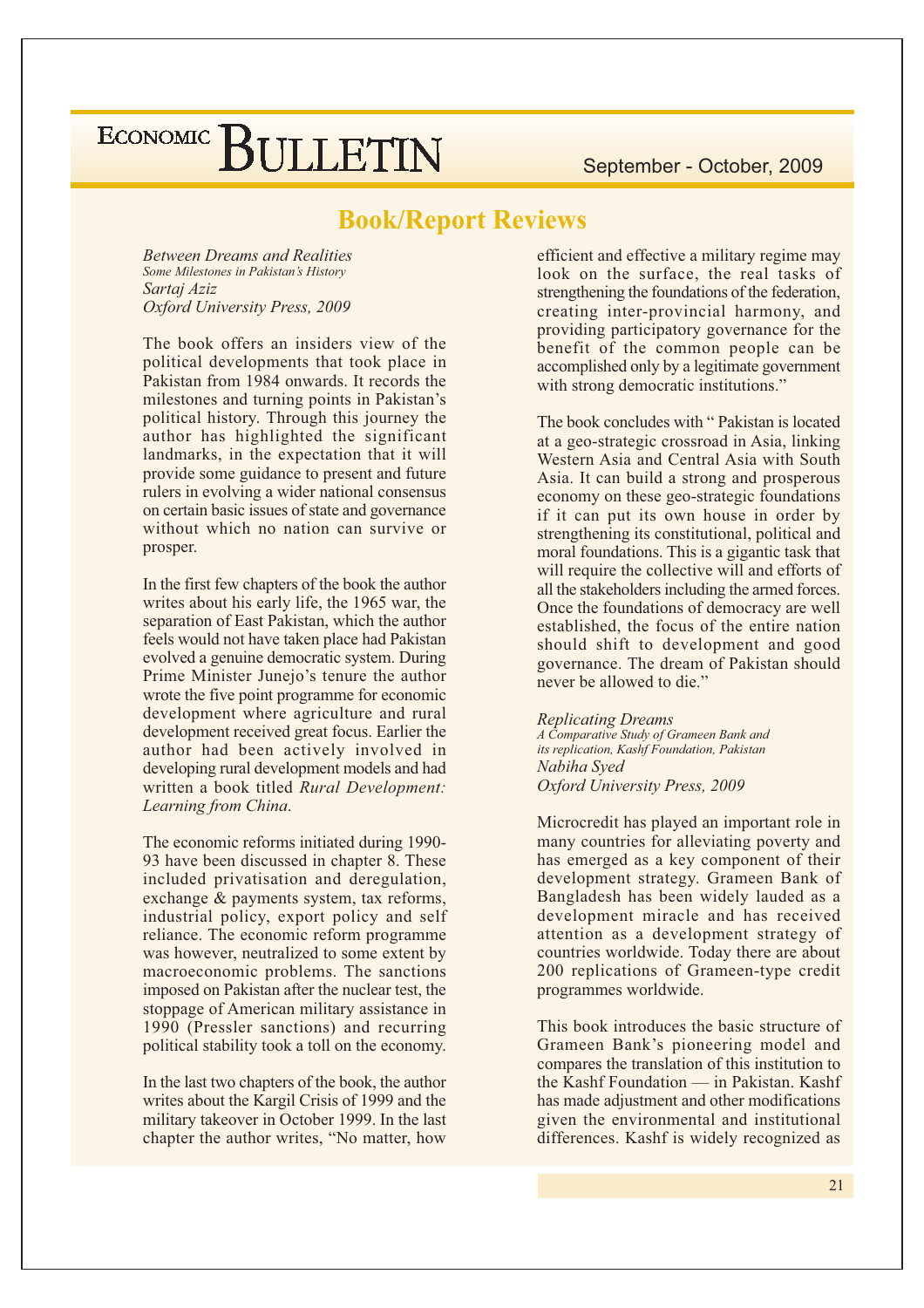## Book/Report Reviews

*Between Dreams and Realities*
*Some Milestones in Pakistan's History*
*Sartaj Aziz*
*Oxford University Press, 2009*

The book offers an insiders view of the political developments that took place in Pakistan from 1984 onwards. It records the milestones and turning points in Pakistan's political history. Through this journey the author has highlighted the significant landmarks, in the expectation that it will provide some guidance to present and future rulers in evolving a wider national consensus on certain basic issues of state and governance without which no nation can survive or prosper.

In the first few chapters of the book the author writes about his early life, the 1965 war, the separation of East Pakistan, which the author feels would not have taken place had Pakistan evolved a genuine democratic system. During Prime Minister Junejo's tenure the author wrote the five point programme for economic development where agriculture and rural development received great focus. Earlier the author had been actively involved in developing rural development models and had written a book titled *Rural Development: Learning from China.*

The economic reforms initiated during 1990-93 have been discussed in chapter 8. These included privatisation and deregulation, exchange & payments system, tax reforms, industrial policy, export policy and self reliance. The economic reform programme was however, neutralized to some extent by macroeconomic problems. The sanctions imposed on Pakistan after the nuclear test, the stoppage of American military assistance in 1990 (Pressler sanctions) and recurring political stability took a toll on the economy.

In the last two chapters of the book, the author writes about the Kargil Crisis of 1999 and the military takeover in October 1999. In the last chapter the author writes, "No matter, how efficient and effective a military regime may look on the surface, the real tasks of strengthening the foundations of the federation, creating inter-provincial harmony, and providing participatory governance for the benefit of the common people can be accomplished only by a legitimate government with strong democratic institutions."

The book concludes with " Pakistan is located at a geo-strategic crossroad in Asia, linking Western Asia and Central Asia with South Asia. It can build a strong and prosperous economy on these geo-strategic foundations if it can put its own house in order by strengthening its constitutional, political and moral foundations. This is a gigantic task that will require the collective will and efforts of all the stakeholders including the armed forces. Once the foundations of democracy are well established, the focus of the entire nation should shift to development and good governance. The dream of Pakistan should never be allowed to die."

*Replicating Dreams*
*A Comparative Study of Grameen Bank and its replication, Kashf Foundation, Pakistan*
*Nabiha Syed*
*Oxford University Press, 2009*

Microcredit has played an important role in many countries for alleviating poverty and has emerged as a key component of their development strategy. Grameen Bank of Bangladesh has been widely lauded as a development miracle and has received attention as a development strategy of countries worldwide. Today there are about 200 replications of Grameen-type credit programmes worldwide.

This book introduces the basic structure of Grameen Bank's pioneering model and compares the translation of this institution to the Kashf Foundation — in Pakistan. Kashf has made adjustment and other modifications given the environmental and institutional differences. Kashf is widely recognized as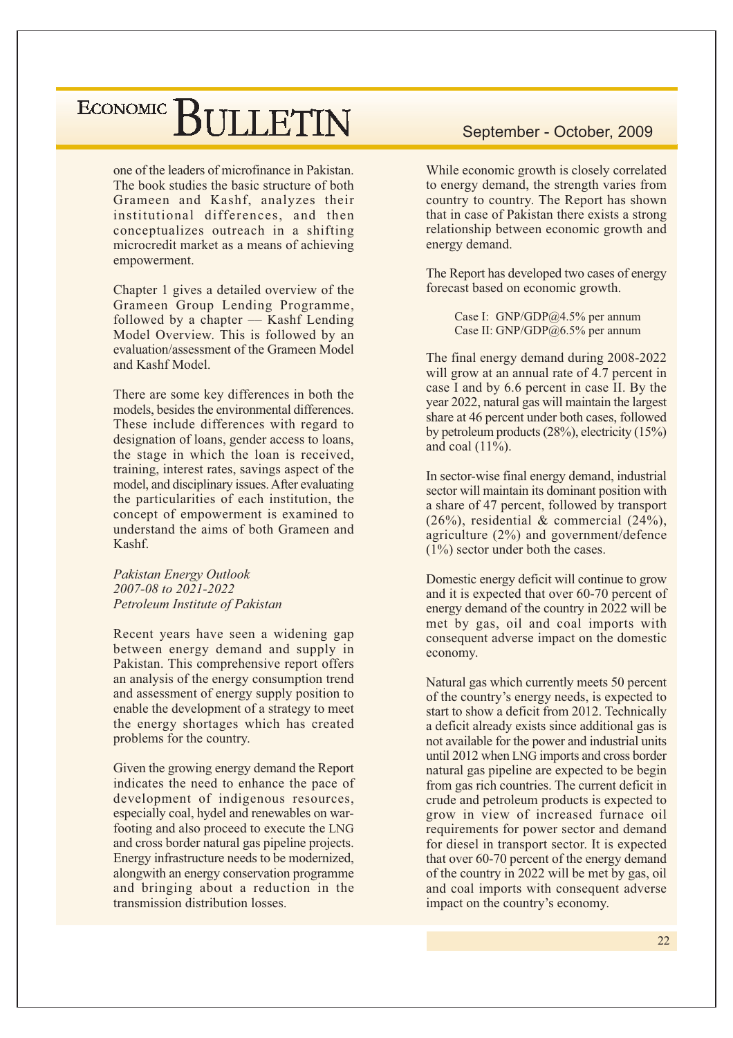one of the leaders of microfinance in Pakistan. The book studies the basic structure of both Grameen and Kashf, analyzes their institutional differences, and then conceptualizes outreach in a shifting microcredit market as a means of achieving empowerment.

Chapter 1 gives a detailed overview of the Grameen Group Lending Programme, followed by a chapter — Kashf Lending Model Overview. This is followed by an evaluation/assessment of the Grameen Model and Kashf Model.

There are some key differences in both the models, besides the environmental differences. These include differences with regard to designation of loans, gender access to loans, the stage in which the loan is received, training, interest rates, savings aspect of the model, and disciplinary issues. After evaluating the particularities of each institution, the concept of empowerment is examined to understand the aims of both Grameen and Kashf.

*Pakistan Energy Outlook*
*2007-08 to 2021-2022*
*Petroleum Institute of Pakistan*

Recent years have seen a widening gap between energy demand and supply in Pakistan. This comprehensive report offers an analysis of the energy consumption trend and assessment of energy supply position to enable the development of a strategy to meet the energy shortages which has created problems for the country.

Given the growing energy demand the Report indicates the need to enhance the pace of development of indigenous resources, especially coal, hydel and renewables on war-footing and also proceed to execute the LNG and cross border natural gas pipeline projects. Energy infrastructure needs to be modernized, alongwith an energy conservation programme and bringing about a reduction in the transmission distribution losses.

While economic growth is closely correlated to energy demand, the strength varies from country to country. The Report has shown that in case of Pakistan there exists a strong relationship between economic growth and energy demand.

The Report has developed two cases of energy forecast based on economic growth.

Case I: GNP/GDP@4.5% per annum
Case II: GNP/GDP@6.5% per annum

The final energy demand during 2008-2022 will grow at an annual rate of 4.7 percent in case I and by 6.6 percent in case II. By the year 2022, natural gas will maintain the largest share at 46 percent under both cases, followed by petroleum products (28%), electricity (15%) and coal (11%).

In sector-wise final energy demand, industrial sector will maintain its dominant position with a share of 47 percent, followed by transport (26%), residential & commercial (24%), agriculture (2%) and government/defence (1%) sector under both the cases.

Domestic energy deficit will continue to grow and it is expected that over 60-70 percent of energy demand of the country in 2022 will be met by gas, oil and coal imports with consequent adverse impact on the domestic economy.

Natural gas which currently meets 50 percent of the country's energy needs, is expected to start to show a deficit from 2012. Technically a deficit already exists since additional gas is not available for the power and industrial units until 2012 when LNG imports and cross border natural gas pipeline are expected to be begin from gas rich countries. The current deficit in crude and petroleum products is expected to grow in view of increased furnace oil requirements for power sector and demand for diesel in transport sector. It is expected that over 60-70 percent of the energy demand of the country in 2022 will be met by gas, oil and coal imports with consequent adverse impact on the country's economy.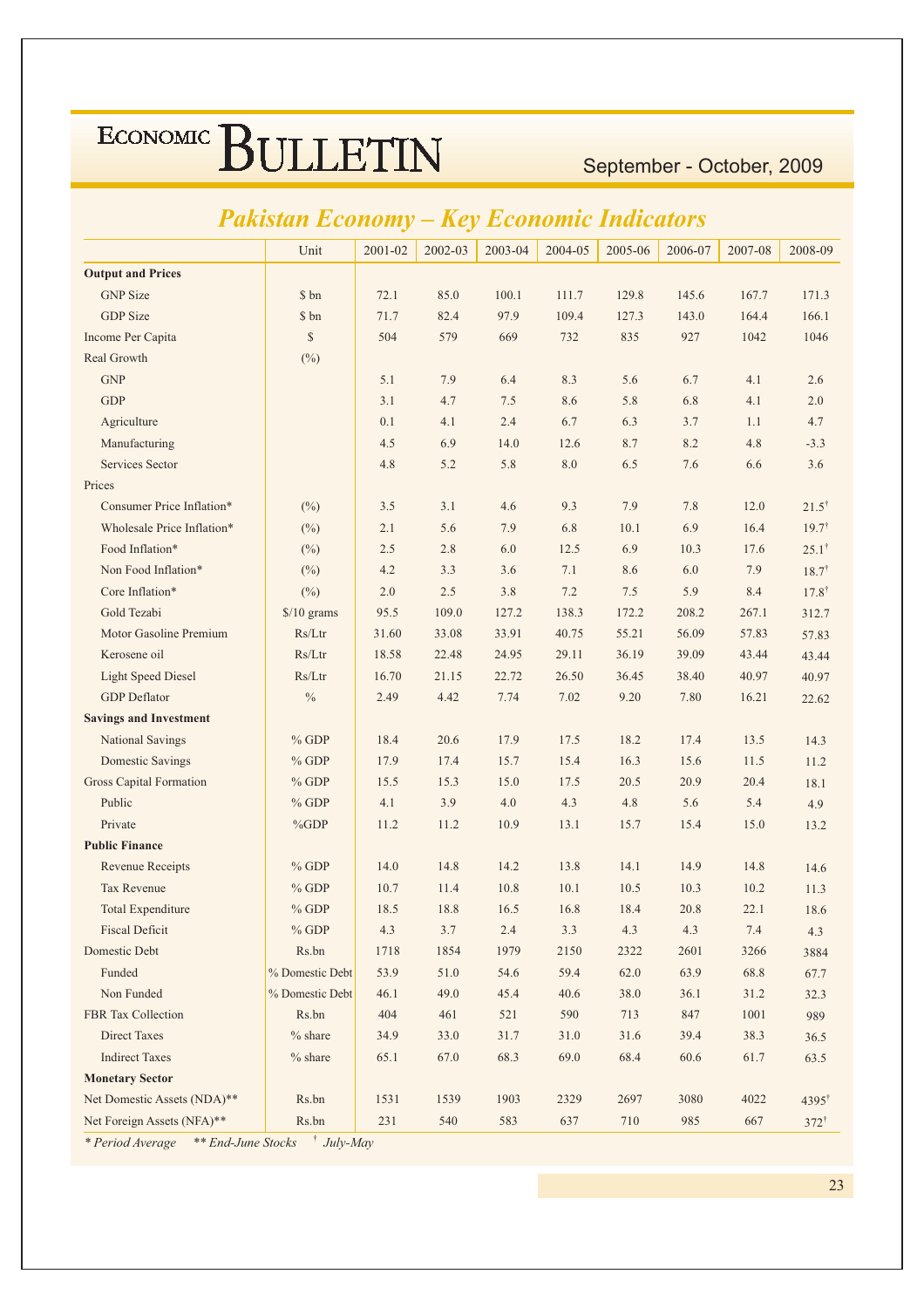## Pakistan Economy – Key Economic Indicators

| | Unit | 2001-02 | 2002-03 | 2003-04 | 2004-05 | 2005-06 | 2006-07 | 2007-08 | 2008-09 |
|---|---|---|---|---|---|---|---|---|---|
| **Output and Prices** | | | | | | | | | |
| GNP Size | $ bn | 72.1 | 85.0 | 100.1 | 111.7 | 129.8 | 145.6 | 167.7 | 171.3 |
| GDP Size | $ bn | 71.7 | 82.4 | 97.9 | 109.4 | 127.3 | 143.0 | 164.4 | 166.1 |
| Income Per Capita | $ | 504 | 579 | 669 | 732 | 835 | 927 | 1042 | 1046 |
| Real Growth | (%) | | | | | | | | |
| GNP | | 5.1 | 7.9 | 6.4 | 8.3 | 5.6 | 6.7 | 4.1 | 2.6 |
| GDP | | 3.1 | 4.7 | 7.5 | 8.6 | 5.8 | 6.8 | 4.1 | 2.0 |
| Agriculture | | 0.1 | 4.1 | 2.4 | 6.7 | 6.3 | 3.7 | 1.1 | 4.7 |
| Manufacturing | | 4.5 | 6.9 | 14.0 | 12.6 | 8.7 | 8.2 | 4.8 | -3.3 |
| Services Sector | | 4.8 | 5.2 | 5.8 | 8.0 | 6.5 | 7.6 | 6.6 | 3.6 |
| Prices | | | | | | | | | |
| Consumer Price Inflation* | (%) | 3.5 | 3.1 | 4.6 | 9.3 | 7.9 | 7.8 | 12.0 | 21.5† |
| Wholesale Price Inflation* | (%) | 2.1 | 5.6 | 7.9 | 6.8 | 10.1 | 6.9 | 16.4 | 19.7† |
| Food Inflation* | (%) | 2.5 | 2.8 | 6.0 | 12.5 | 6.9 | 10.3 | 17.6 | 25.1† |
| Non Food Inflation* | (%) | 4.2 | 3.3 | 3.6 | 7.1 | 8.6 | 6.0 | 7.9 | 18.7† |
| Core Inflation* | (%) | 2.0 | 2.5 | 3.8 | 7.2 | 7.5 | 5.9 | 8.4 | 17.8† |
| Gold Tezabi | $/10 grams | 95.5 | 109.0 | 127.2 | 138.3 | 172.2 | 208.2 | 267.1 | 312.7 |
| Motor Gasoline Premium | Rs/Ltr | 31.60 | 33.08 | 33.91 | 40.75 | 55.21 | 56.09 | 57.83 | 57.83 |
| Kerosene oil | Rs/Ltr | 18.58 | 22.48 | 24.95 | 29.11 | 36.19 | 39.09 | 43.44 | 43.44 |
| Light Speed Diesel | Rs/Ltr | 16.70 | 21.15 | 22.72 | 26.50 | 36.45 | 38.40 | 40.97 | 40.97 |
| GDP Deflator | % | 2.49 | 4.42 | 7.74 | 7.02 | 9.20 | 7.80 | 16.21 | 22.62 |
| **Savings and Investment** | | | | | | | | | |
| National Savings | % GDP | 18.4 | 20.6 | 17.9 | 17.5 | 18.2 | 17.4 | 13.5 | 14.3 |
| Domestic Savings | % GDP | 17.9 | 17.4 | 15.7 | 15.4 | 16.3 | 15.6 | 11.5 | 11.2 |
| Gross Capital Formation | % GDP | 15.5 | 15.3 | 15.0 | 17.5 | 20.5 | 20.9 | 20.4 | 18.1 |
| Public | % GDP | 4.1 | 3.9 | 4.0 | 4.3 | 4.8 | 5.6 | 5.4 | 4.9 |
| Private | %GDP | 11.2 | 11.2 | 10.9 | 13.1 | 15.7 | 15.4 | 15.0 | 13.2 |
| **Public Finance** | | | | | | | | | |
| Revenue Receipts | % GDP | 14.0 | 14.8 | 14.2 | 13.8 | 14.1 | 14.9 | 14.8 | 14.6 |
| Tax Revenue | % GDP | 10.7 | 11.4 | 10.8 | 10.1 | 10.5 | 10.3 | 10.2 | 11.3 |
| Total Expenditure | % GDP | 18.5 | 18.8 | 16.5 | 16.8 | 18.4 | 20.8 | 22.1 | 18.6 |
| Fiscal Deficit | % GDP | 4.3 | 3.7 | 2.4 | 3.3 | 4.3 | 4.3 | 7.4 | 4.3 |
| Domestic Debt | Rs.bn | 1718 | 1854 | 1979 | 2150 | 2322 | 2601 | 3266 | 3884 |
| Funded | % Domestic Debt | 53.9 | 51.0 | 54.6 | 59.4 | 62.0 | 63.9 | 68.8 | 67.7 |
| Non Funded | % Domestic Debt | 46.1 | 49.0 | 45.4 | 40.6 | 38.0 | 36.1 | 31.2 | 32.3 |
| FBR Tax Collection | Rs.bn | 404 | 461 | 521 | 590 | 713 | 847 | 1001 | 989 |
| Direct Taxes | % share | 34.9 | 33.0 | 31.7 | 31.0 | 31.6 | 39.4 | 38.3 | 36.5 |
| Indirect Taxes | % share | 65.1 | 67.0 | 68.3 | 69.0 | 68.4 | 60.6 | 61.7 | 63.5 |
| **Monetary Sector** | | | | | | | | | |
| Net Domestic Assets (NDA)** | Rs.bn | 1531 | 1539 | 1903 | 2329 | 2697 | 3080 | 4022 | 4395† |
| Net Foreign Assets (NFA)** | Rs.bn | 231 | 540 | 583 | 637 | 710 | 985 | 667 | 372† |

*\* Period Average &nbsp;&nbsp; \*\* End-June Stocks &nbsp;&nbsp; † July-May*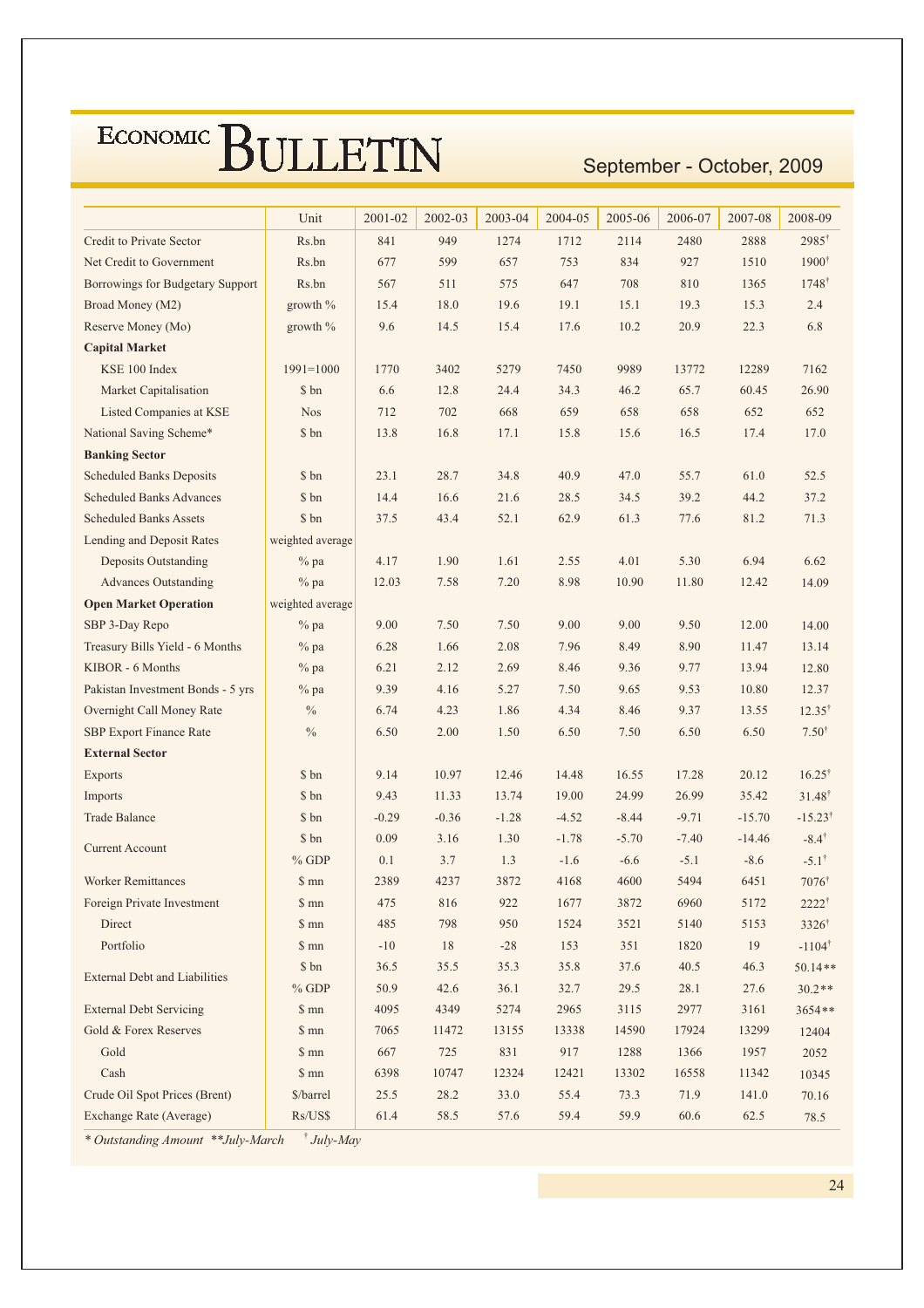# ECONOMIC BULLETIN

September - October, 2009

| | Unit | 2001-02 | 2002-03 | 2003-04 | 2004-05 | 2005-06 | 2006-07 | 2007-08 | 2008-09 |
|---|---|---|---|---|---|---|---|---|---|
| Credit to Private Sector | Rs.bn | 841 | 949 | 1274 | 1712 | 2114 | 2480 | 2888 | 2985† |
| Net Credit to Government | Rs.bn | 677 | 599 | 657 | 753 | 834 | 927 | 1510 | 1900† |
| Borrowings for Budgetary Support | Rs.bn | 567 | 511 | 575 | 647 | 708 | 810 | 1365 | 1748† |
| Broad Money (M2) | growth % | 15.4 | 18.0 | 19.6 | 19.1 | 15.1 | 19.3 | 15.3 | 2.4 |
| Reserve Money (Mo) | growth % | 9.6 | 14.5 | 15.4 | 17.6 | 10.2 | 20.9 | 22.3 | 6.8 |
| **Capital Market** | | | | | | | | | |
| KSE 100 Index | 1991=1000 | 1770 | 3402 | 5279 | 7450 | 9989 | 13772 | 12289 | 7162 |
| Market Capitalisation | $ bn | 6.6 | 12.8 | 24.4 | 34.3 | 46.2 | 65.7 | 60.45 | 26.90 |
| Listed Companies at KSE | Nos | 712 | 702 | 668 | 659 | 658 | 658 | 652 | 652 |
| National Saving Scheme* | $ bn | 13.8 | 16.8 | 17.1 | 15.8 | 15.6 | 16.5 | 17.4 | 17.0 |
| **Banking Sector** | | | | | | | | | |
| Scheduled Banks Deposits | $ bn | 23.1 | 28.7 | 34.8 | 40.9 | 47.0 | 55.7 | 61.0 | 52.5 |
| Scheduled Banks Advances | $ bn | 14.4 | 16.6 | 21.6 | 28.5 | 34.5 | 39.2 | 44.2 | 37.2 |
| Scheduled Banks Assets | $ bn | 37.5 | 43.4 | 52.1 | 62.9 | 61.3 | 77.6 | 81.2 | 71.3 |
| Lending and Deposit Rates | weighted average | | | | | | | | |
| Deposits Outstanding | % pa | 4.17 | 1.90 | 1.61 | 2.55 | 4.01 | 5.30 | 6.94 | 6.62 |
| Advances Outstanding | % pa | 12.03 | 7.58 | 7.20 | 8.98 | 10.90 | 11.80 | 12.42 | 14.09 |
| **Open Market Operation** | weighted average | | | | | | | | |
| SBP 3-Day Repo | % pa | 9.00 | 7.50 | 7.50 | 9.00 | 9.00 | 9.50 | 12.00 | 14.00 |
| Treasury Bills Yield - 6 Months | % pa | 6.28 | 1.66 | 2.08 | 7.96 | 8.49 | 8.90 | 11.47 | 13.14 |
| KIBOR - 6 Months | % pa | 6.21 | 2.12 | 2.69 | 8.46 | 9.36 | 9.77 | 13.94 | 12.80 |
| Pakistan Investment Bonds - 5 yrs | % pa | 9.39 | 4.16 | 5.27 | 7.50 | 9.65 | 9.53 | 10.80 | 12.37 |
| Overnight Call Money Rate | % | 6.74 | 4.23 | 1.86 | 4.34 | 8.46 | 9.37 | 13.55 | 12.35† |
| SBP Export Finance Rate | % | 6.50 | 2.00 | 1.50 | 6.50 | 7.50 | 6.50 | 6.50 | 7.50† |
| **External Sector** | | | | | | | | | |
| Exports | $ bn | 9.14 | 10.97 | 12.46 | 14.48 | 16.55 | 17.28 | 20.12 | 16.25† |
| Imports | $ bn | 9.43 | 11.33 | 13.74 | 19.00 | 24.99 | 26.99 | 35.42 | 31.48† |
| Trade Balance | $ bn | -0.29 | -0.36 | -1.28 | -4.52 | -8.44 | -9.71 | -15.70 | -15.23† |
| Current Account | $ bn | 0.09 | 3.16 | 1.30 | -1.78 | -5.70 | -7.40 | -14.46 | -8.4† |
| | % GDP | 0.1 | 3.7 | 1.3 | -1.6 | -6.6 | -5.1 | -8.6 | -5.1† |
| Worker Remittances | $ mn | 2389 | 4237 | 3872 | 4168 | 4600 | 5494 | 6451 | 7076† |
| Foreign Private Investment | $ mn | 475 | 816 | 922 | 1677 | 3872 | 6960 | 5172 | 2222† |
| Direct | $ mn | 485 | 798 | 950 | 1524 | 3521 | 5140 | 5153 | 3326† |
| Portfolio | $ mn | -10 | 18 | -28 | 153 | 351 | 1820 | 19 | -1104† |
| External Debt and Liabilities | $ bn | 36.5 | 35.5 | 35.3 | 35.8 | 37.6 | 40.5 | 46.3 | 50.14** |
| | % GDP | 50.9 | 42.6 | 36.1 | 32.7 | 29.5 | 28.1 | 27.6 | 30.2** |
| External Debt Servicing | $ mn | 4095 | 4349 | 5274 | 2965 | 3115 | 2977 | 3161 | 3654** |
| Gold & Forex Reserves | $ mn | 7065 | 11472 | 13155 | 13338 | 14590 | 17924 | 13299 | 12404 |
| Gold | $ mn | 667 | 725 | 831 | 917 | 1288 | 1366 | 1957 | 2052 |
| Cash | $ mn | 6398 | 10747 | 12324 | 12421 | 13302 | 16558 | 11342 | 10345 |
| Crude Oil Spot Prices (Brent) | $/barrel | 25.5 | 28.2 | 33.0 | 55.4 | 73.3 | 71.9 | 141.0 | 70.16 |
| Exchange Rate (Average) | Rs/US$ | 61.4 | 58.5 | 57.6 | 59.4 | 59.9 | 60.6 | 62.5 | 78.5 |

*\* Outstanding Amount \*\*July-March † July-May*